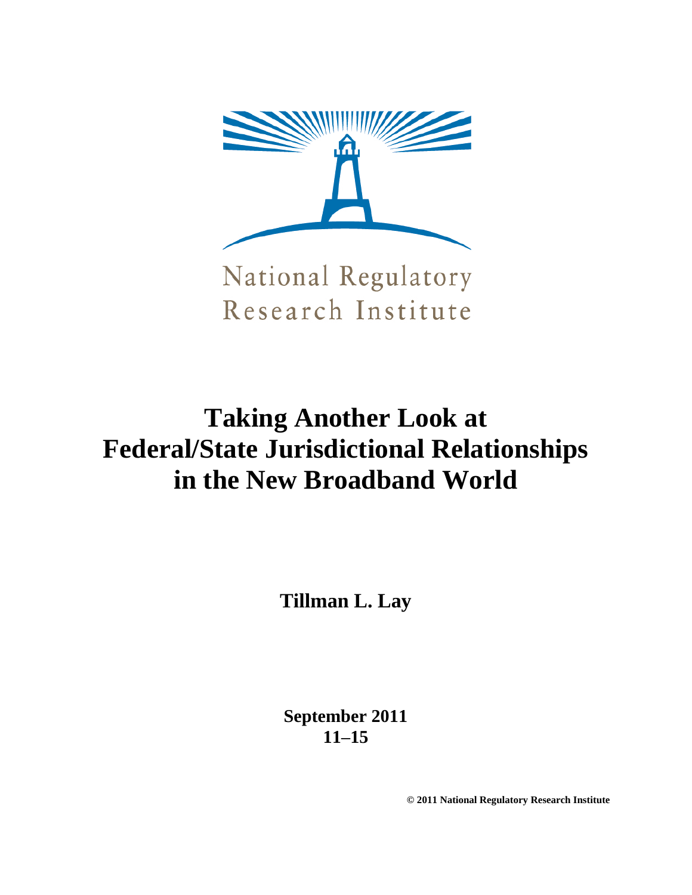National Regulatory Research Institute

# Taking Another Look at Federal/State Jurisdictional Relationships in the New Broadband World

**Tillman L. Lay**

**September 2011**
**11–15**

**© 2011 National Regulatory Research Institute**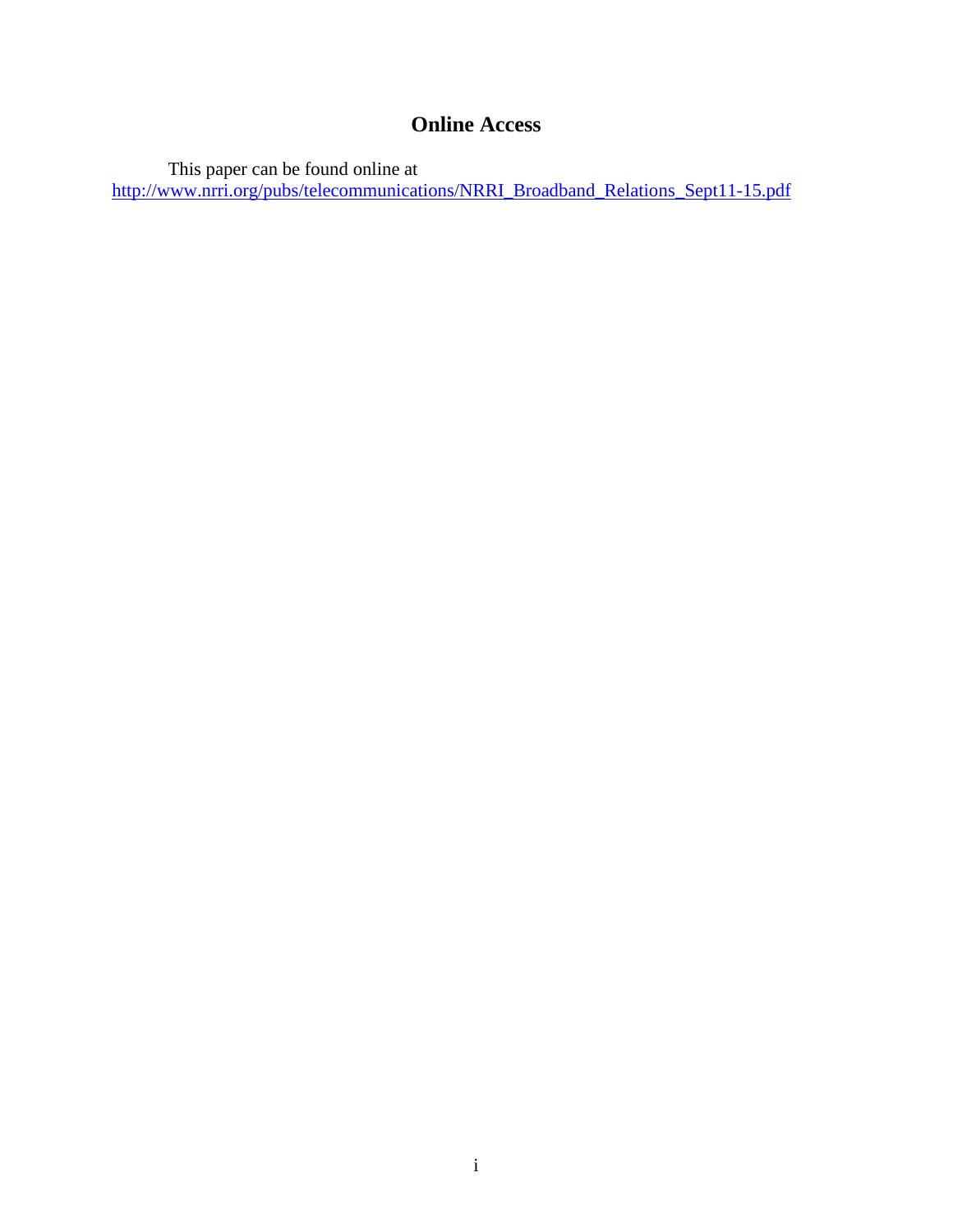## Online Access

This paper can be found online at
http://www.nrri.org/pubs/telecommunications/NRRI_Broadband_Relations_Sept11-15.pdf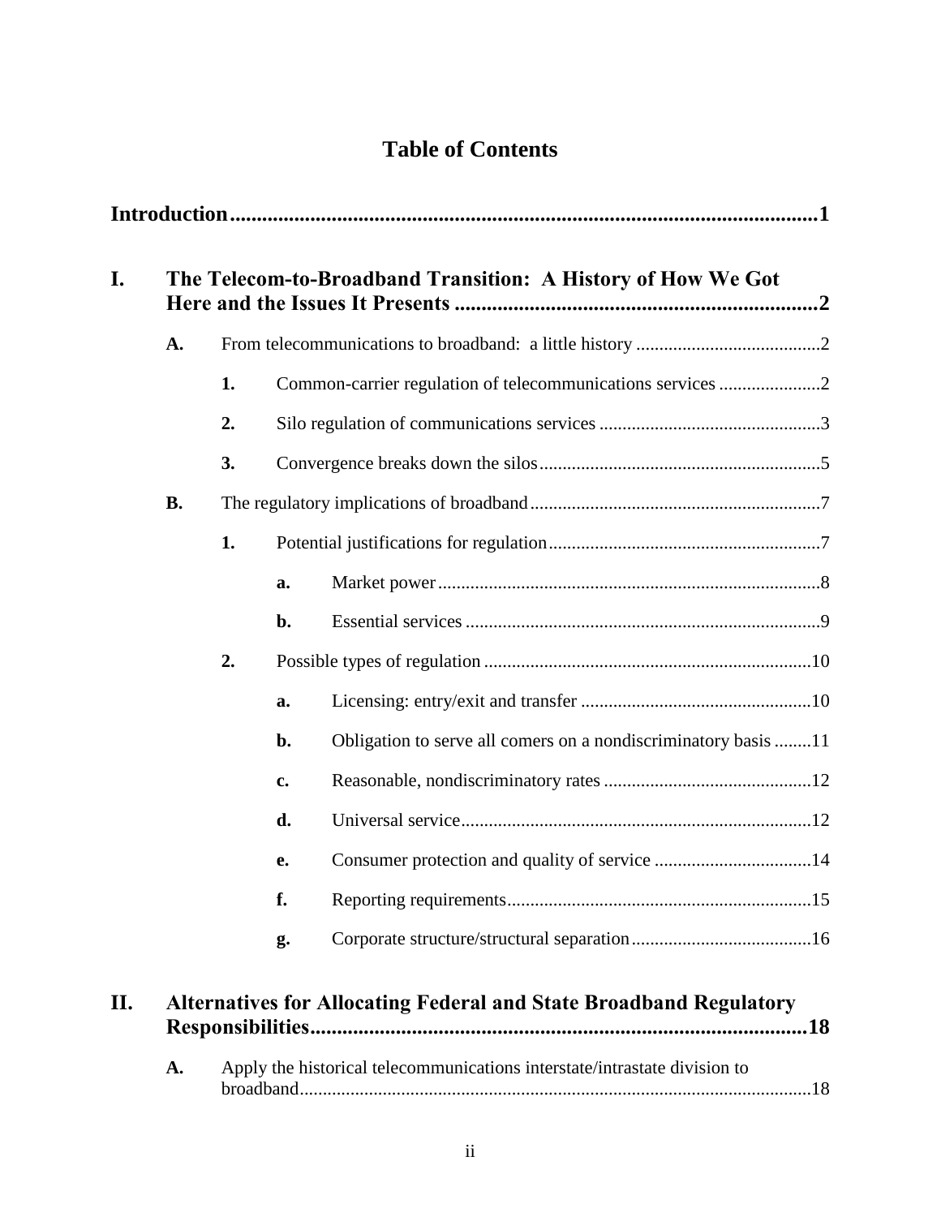# Table of Contents

**Introduction .............................................................................................................1**

**I. The Telecom-to-Broadband Transition: A History of How We Got Here and the Issues It Presents ....................................................................2**

- **A.** From telecommunications to broadband: a little history ........................................2
  - **1.** Common-carrier regulation of telecommunications services ......................2
  - **2.** Silo regulation of communications services ................................................3
  - **3.** Convergence breaks down the silos .............................................................5
- **B.** The regulatory implications of broadband ...............................................................7
  - **1.** Potential justifications for regulation ...........................................................7
    - **a.** Market power ...................................................................................8
    - **b.** Essential services .............................................................................9
  - **2.** Possible types of regulation .......................................................................10
    - **a.** Licensing: entry/exit and transfer ..................................................10
    - **b.** Obligation to serve all comers on a nondiscriminatory basis ........11
    - **c.** Reasonable, nondiscriminatory rates .............................................12
    - **d.** Universal service ............................................................................12
    - **e.** Consumer protection and quality of service ..................................14
    - **f.** Reporting requirements ..................................................................15
    - **g.** Corporate structure/structural separation .......................................16

**II. Alternatives for Allocating Federal and State Broadband Regulatory Responsibilities .............................................................................................18**

- **A.** Apply the historical telecommunications interstate/intrastate division to broadband ..............................................................................................................18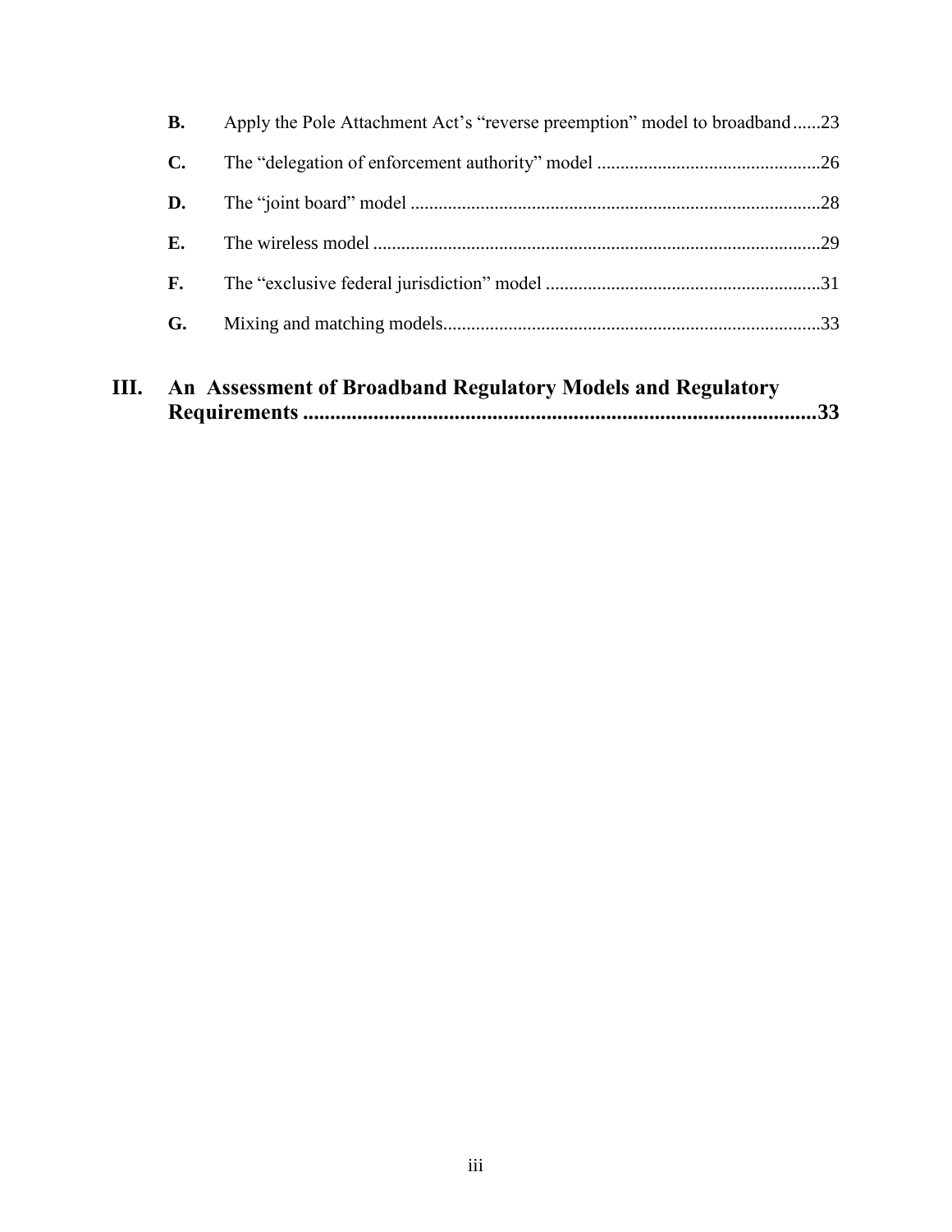B. Apply the Pole Attachment Act's "reverse preemption" model to broadband ......23

C. The "delegation of enforcement authority" model ......26

D. The "joint board" model ......28

E. The wireless model ......29

F. The "exclusive federal jurisdiction" model ......31

G. Mixing and matching models......33

**III. An Assessment of Broadband Regulatory Models and Regulatory Requirements ......33**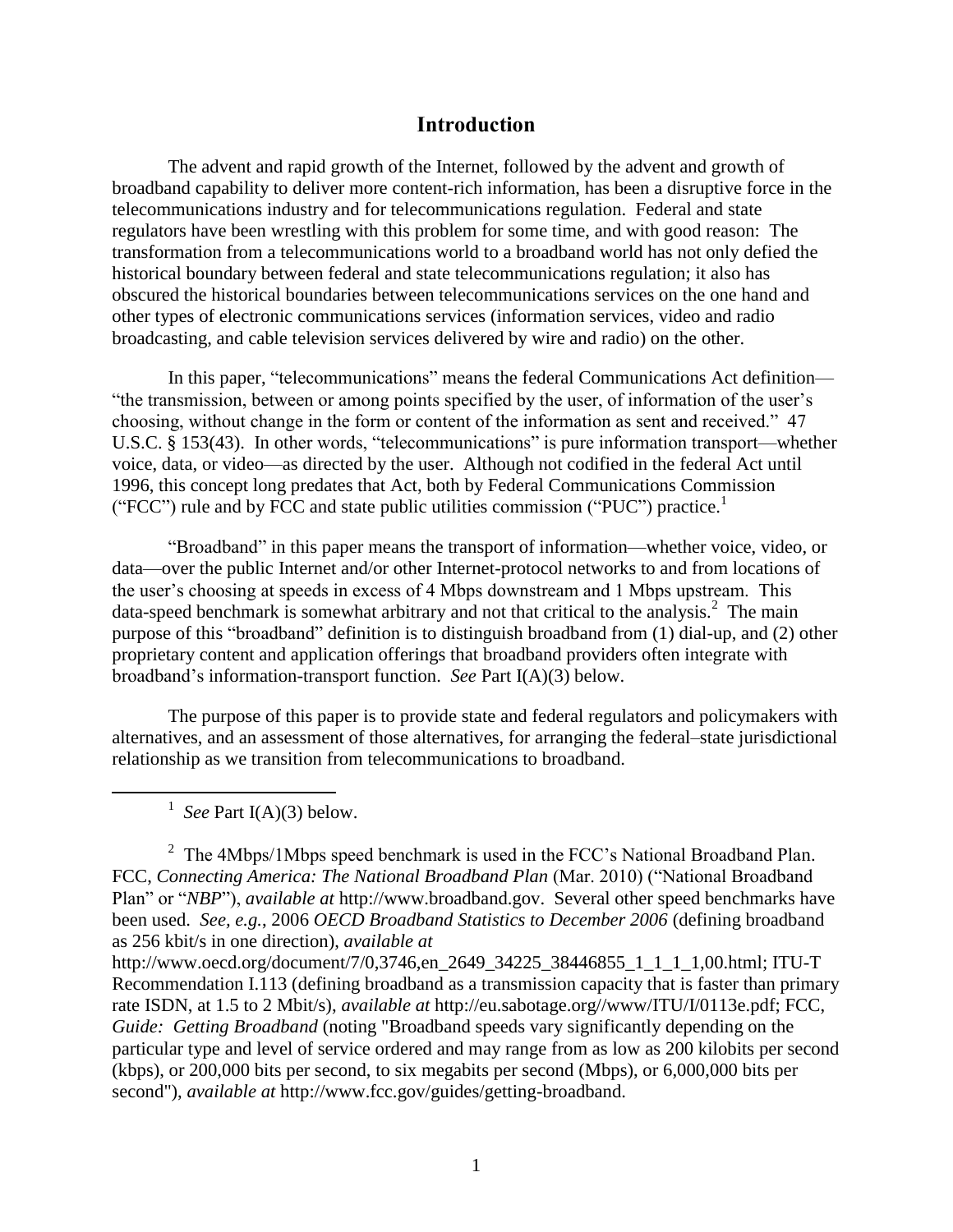## Introduction

The advent and rapid growth of the Internet, followed by the advent and growth of broadband capability to deliver more content-rich information, has been a disruptive force in the telecommunications industry and for telecommunications regulation. Federal and state regulators have been wrestling with this problem for some time, and with good reason: The transformation from a telecommunications world to a broadband world has not only defied the historical boundary between federal and state telecommunications regulation; it also has obscured the historical boundaries between telecommunications services on the one hand and other types of electronic communications services (information services, video and radio broadcasting, and cable television services delivered by wire and radio) on the other.

In this paper, "telecommunications" means the federal Communications Act definition—"the transmission, between or among points specified by the user, of information of the user's choosing, without change in the form or content of the information as sent and received." 47 U.S.C. § 153(43). In other words, "telecommunications" is pure information transport—whether voice, data, or video—as directed by the user. Although not codified in the federal Act until 1996, this concept long predates that Act, both by Federal Communications Commission ("FCC") rule and by FCC and state public utilities commission ("PUC") practice.[1]

"Broadband" in this paper means the transport of information—whether voice, video, or data—over the public Internet and/or other Internet-protocol networks to and from locations of the user's choosing at speeds in excess of 4 Mbps downstream and 1 Mbps upstream. This data-speed benchmark is somewhat arbitrary and not that critical to the analysis.[2] The main purpose of this "broadband" definition is to distinguish broadband from (1) dial-up, and (2) other proprietary content and application offerings that broadband providers often integrate with broadband's information-transport function. *See* Part I(A)(3) below.

The purpose of this paper is to provide state and federal regulators and policymakers with alternatives, and an assessment of those alternatives, for arranging the federal–state jurisdictional relationship as we transition from telecommunications to broadband.

---

[1] *See* Part I(A)(3) below.

[2] The 4Mbps/1Mbps speed benchmark is used in the FCC's National Broadband Plan. FCC, *Connecting America: The National Broadband Plan* (Mar. 2010) ("National Broadband Plan" or "*NBP*"), *available at* http://www.broadband.gov. Several other speed benchmarks have been used. *See, e.g.*, 2006 *OECD Broadband Statistics to December 2006* (defining broadband as 256 kbit/s in one direction), *available at* http://www.oecd.org/document/7/0,3746,en_2649_34225_38446855_1_1_1_1,00.html; ITU-T Recommendation I.113 (defining broadband as a transmission capacity that is faster than primary rate ISDN, at 1.5 to 2 Mbit/s), *available at* http://eu.sabotage.org//www/ITU/I/0113e.pdf; FCC, *Guide: Getting Broadband* (noting "Broadband speeds vary significantly depending on the particular type and level of service ordered and may range from as low as 200 kilobits per second (kbps), or 200,000 bits per second, to six megabits per second (Mbps), or 6,000,000 bits per second"), *available at* http://www.fcc.gov/guides/getting-broadband.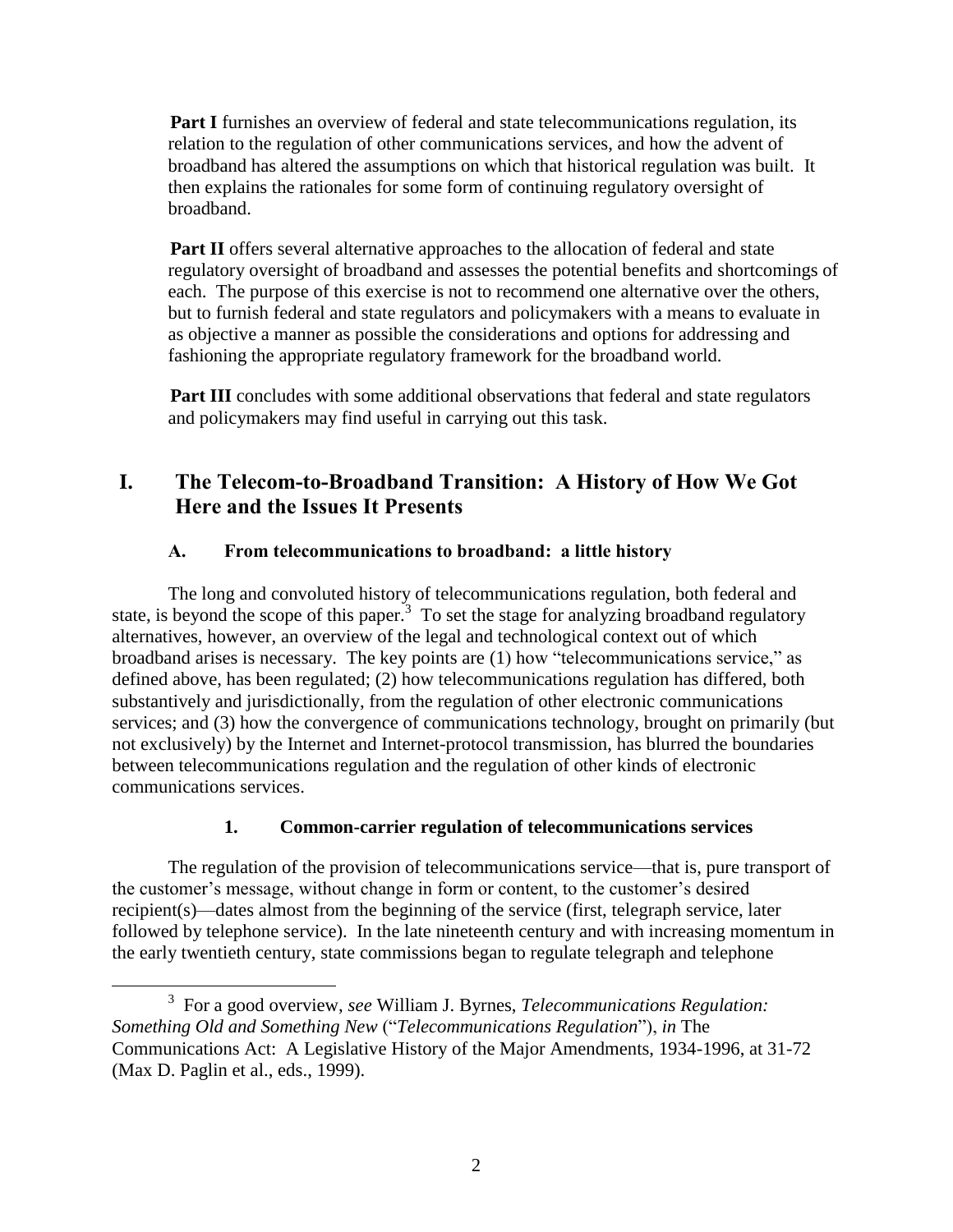**Part I** furnishes an overview of federal and state telecommunications regulation, its relation to the regulation of other communications services, and how the advent of broadband has altered the assumptions on which that historical regulation was built. It then explains the rationales for some form of continuing regulatory oversight of broadband.

**Part II** offers several alternative approaches to the allocation of federal and state regulatory oversight of broadband and assesses the potential benefits and shortcomings of each. The purpose of this exercise is not to recommend one alternative over the others, but to furnish federal and state regulators and policymakers with a means to evaluate in as objective a manner as possible the considerations and options for addressing and fashioning the appropriate regulatory framework for the broadband world.

**Part III** concludes with some additional observations that federal and state regulators and policymakers may find useful in carrying out this task.

# I. The Telecom-to-Broadband Transition: A History of How We Got Here and the Issues It Presents

## A. From telecommunications to broadband: a little history

The long and convoluted history of telecommunications regulation, both federal and state, is beyond the scope of this paper.[3] To set the stage for analyzing broadband regulatory alternatives, however, an overview of the legal and technological context out of which broadband arises is necessary. The key points are (1) how "telecommunications service," as defined above, has been regulated; (2) how telecommunications regulation has differed, both substantively and jurisdictionally, from the regulation of other electronic communications services; and (3) how the convergence of communications technology, brought on primarily (but not exclusively) by the Internet and Internet-protocol transmission, has blurred the boundaries between telecommunications regulation and the regulation of other kinds of electronic communications services.

### 1. Common-carrier regulation of telecommunications services

The regulation of the provision of telecommunications service—that is, pure transport of the customer's message, without change in form or content, to the customer's desired recipient(s)—dates almost from the beginning of the service (first, telegraph service, later followed by telephone service). In the late nineteenth century and with increasing momentum in the early twentieth century, state commissions began to regulate telegraph and telephone

---

[3] For a good overview, *see* William J. Byrnes, *Telecommunications Regulation: Something Old and Something New* ("*Telecommunications Regulation*"), *in* The Communications Act: A Legislative History of the Major Amendments, 1934-1996, at 31-72 (Max D. Paglin et al., eds., 1999).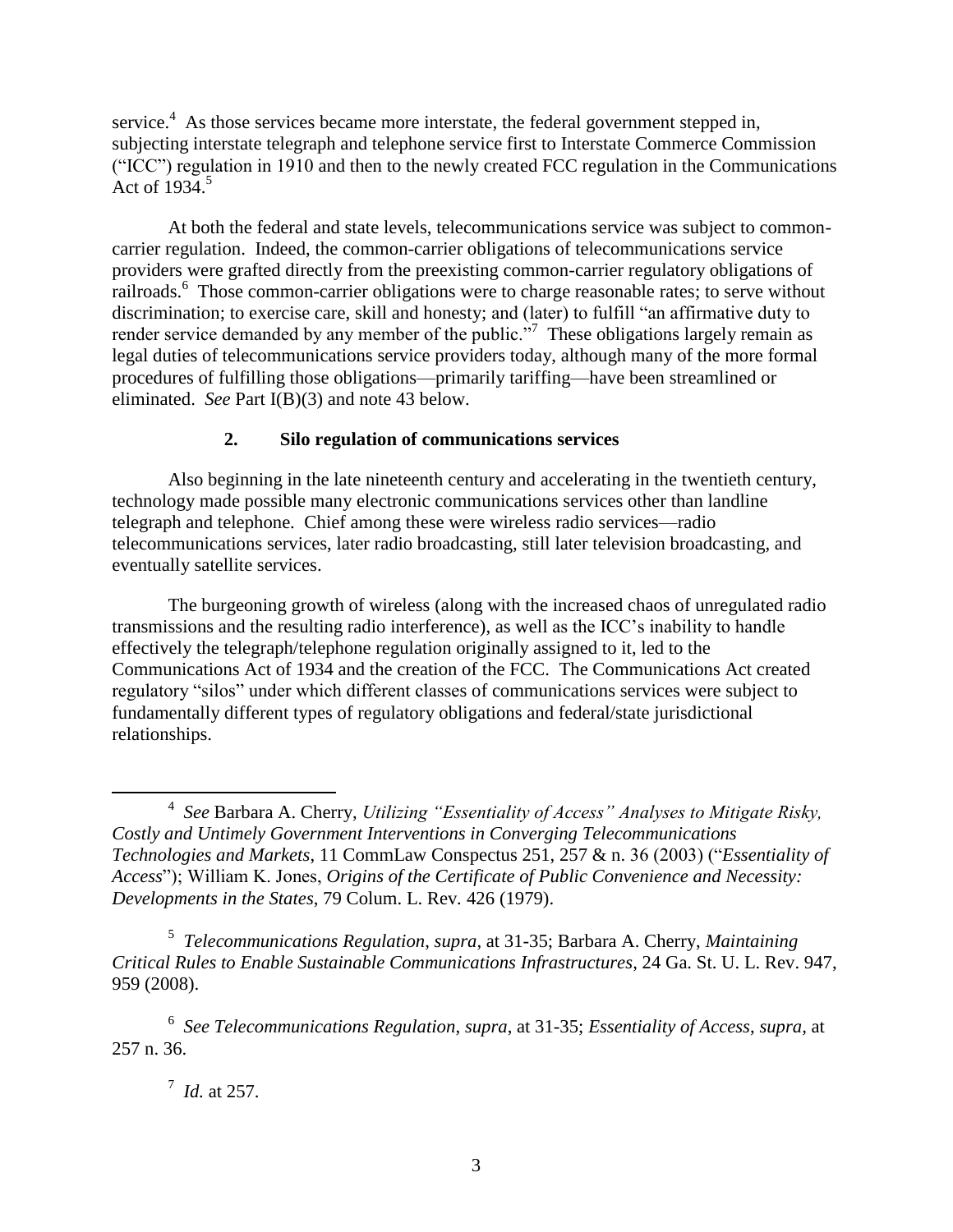service.[4] As those services became more interstate, the federal government stepped in, subjecting interstate telegraph and telephone service first to Interstate Commerce Commission ("ICC") regulation in 1910 and then to the newly created FCC regulation in the Communications Act of 1934.[5]

At both the federal and state levels, telecommunications service was subject to common-carrier regulation. Indeed, the common-carrier obligations of telecommunications service providers were grafted directly from the preexisting common-carrier regulatory obligations of railroads.[6] Those common-carrier obligations were to charge reasonable rates; to serve without discrimination; to exercise care, skill and honesty; and (later) to fulfill "an affirmative duty to render service demanded by any member of the public."[7] These obligations largely remain as legal duties of telecommunications service providers today, although many of the more formal procedures of fulfilling those obligations—primarily tariffing—have been streamlined or eliminated. *See* Part I(B)(3) and note 43 below.

### 2. Silo regulation of communications services

Also beginning in the late nineteenth century and accelerating in the twentieth century, technology made possible many electronic communications services other than landline telegraph and telephone. Chief among these were wireless radio services—radio telecommunications services, later radio broadcasting, still later television broadcasting, and eventually satellite services.

The burgeoning growth of wireless (along with the increased chaos of unregulated radio transmissions and the resulting radio interference), as well as the ICC's inability to handle effectively the telegraph/telephone regulation originally assigned to it, led to the Communications Act of 1934 and the creation of the FCC. The Communications Act created regulatory "silos" under which different classes of communications services were subject to fundamentally different types of regulatory obligations and federal/state jurisdictional relationships.

---

[4] *See* Barbara A. Cherry, *Utilizing "Essentiality of Access" Analyses to Mitigate Risky, Costly and Untimely Government Interventions in Converging Telecommunications Technologies and Markets*, 11 CommLaw Conspectus 251, 257 & n. 36 (2003) ("*Essentiality of Access*"); William K. Jones, *Origins of the Certificate of Public Convenience and Necessity: Developments in the States*, 79 Colum. L. Rev. 426 (1979).

[5] *Telecommunications Regulation*, *supra*, at 31-35; Barbara A. Cherry, *Maintaining Critical Rules to Enable Sustainable Communications Infrastructures*, 24 Ga. St. U. L. Rev. 947, 959 (2008).

[6] *See Telecommunications Regulation*, *supra*, at 31-35; *Essentiality of Access*, *supra*, at 257 n. 36.

[7] *Id.* at 257.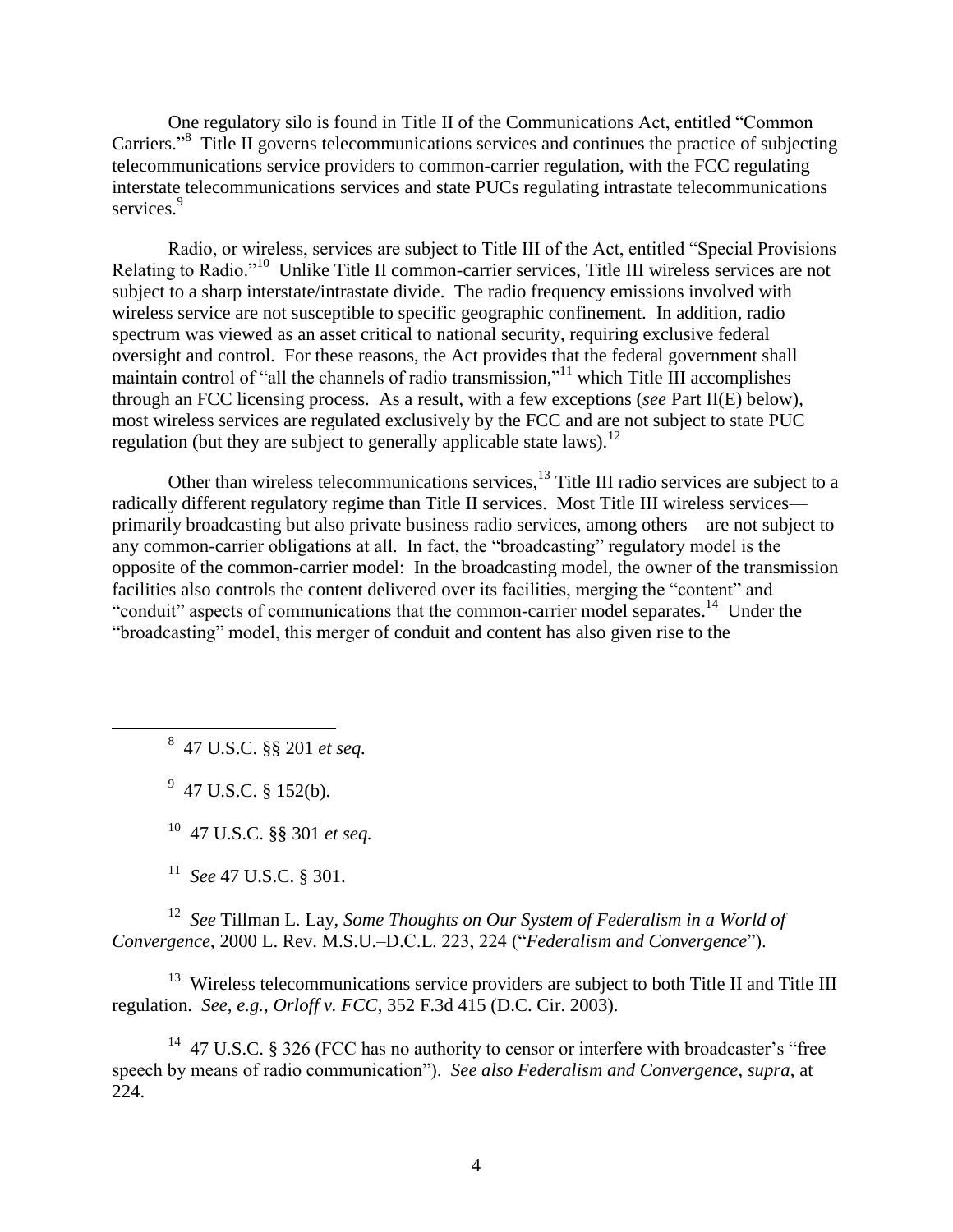One regulatory silo is found in Title II of the Communications Act, entitled "Common Carriers."[8] Title II governs telecommunications services and continues the practice of subjecting telecommunications service providers to common-carrier regulation, with the FCC regulating interstate telecommunications services and state PUCs regulating intrastate telecommunications services.[9]

Radio, or wireless, services are subject to Title III of the Act, entitled "Special Provisions Relating to Radio."[10] Unlike Title II common-carrier services, Title III wireless services are not subject to a sharp interstate/intrastate divide. The radio frequency emissions involved with wireless service are not susceptible to specific geographic confinement. In addition, radio spectrum was viewed as an asset critical to national security, requiring exclusive federal oversight and control. For these reasons, the Act provides that the federal government shall maintain control of "all the channels of radio transmission,"[11] which Title III accomplishes through an FCC licensing process. As a result, with a few exceptions (*see* Part II(E) below), most wireless services are regulated exclusively by the FCC and are not subject to state PUC regulation (but they are subject to generally applicable state laws).[12]

Other than wireless telecommunications services,[13] Title III radio services are subject to a radically different regulatory regime than Title II services. Most Title III wireless services—primarily broadcasting but also private business radio services, among others—are not subject to any common-carrier obligations at all. In fact, the "broadcasting" regulatory model is the opposite of the common-carrier model: In the broadcasting model, the owner of the transmission facilities also controls the content delivered over its facilities, merging the "content" and "conduit" aspects of communications that the common-carrier model separates.[14] Under the "broadcasting" model, this merger of conduit and content has also given rise to the

---

[8] 47 U.S.C. §§ 201 *et seq.*

[9] 47 U.S.C. § 152(b).

[10] 47 U.S.C. §§ 301 *et seq.*

[11] *See* 47 U.S.C. § 301.

[12] *See* Tillman L. Lay, *Some Thoughts on Our System of Federalism in a World of Convergence*, 2000 L. Rev. M.S.U.–D.C.L. 223, 224 ("*Federalism and Convergence*").

[13] Wireless telecommunications service providers are subject to both Title II and Title III regulation. *See, e.g., Orloff v. FCC*, 352 F.3d 415 (D.C. Cir. 2003).

[14] 47 U.S.C. § 326 (FCC has no authority to censor or interfere with broadcaster's "free speech by means of radio communication"). *See also Federalism and Convergence*, *supra*, at 224.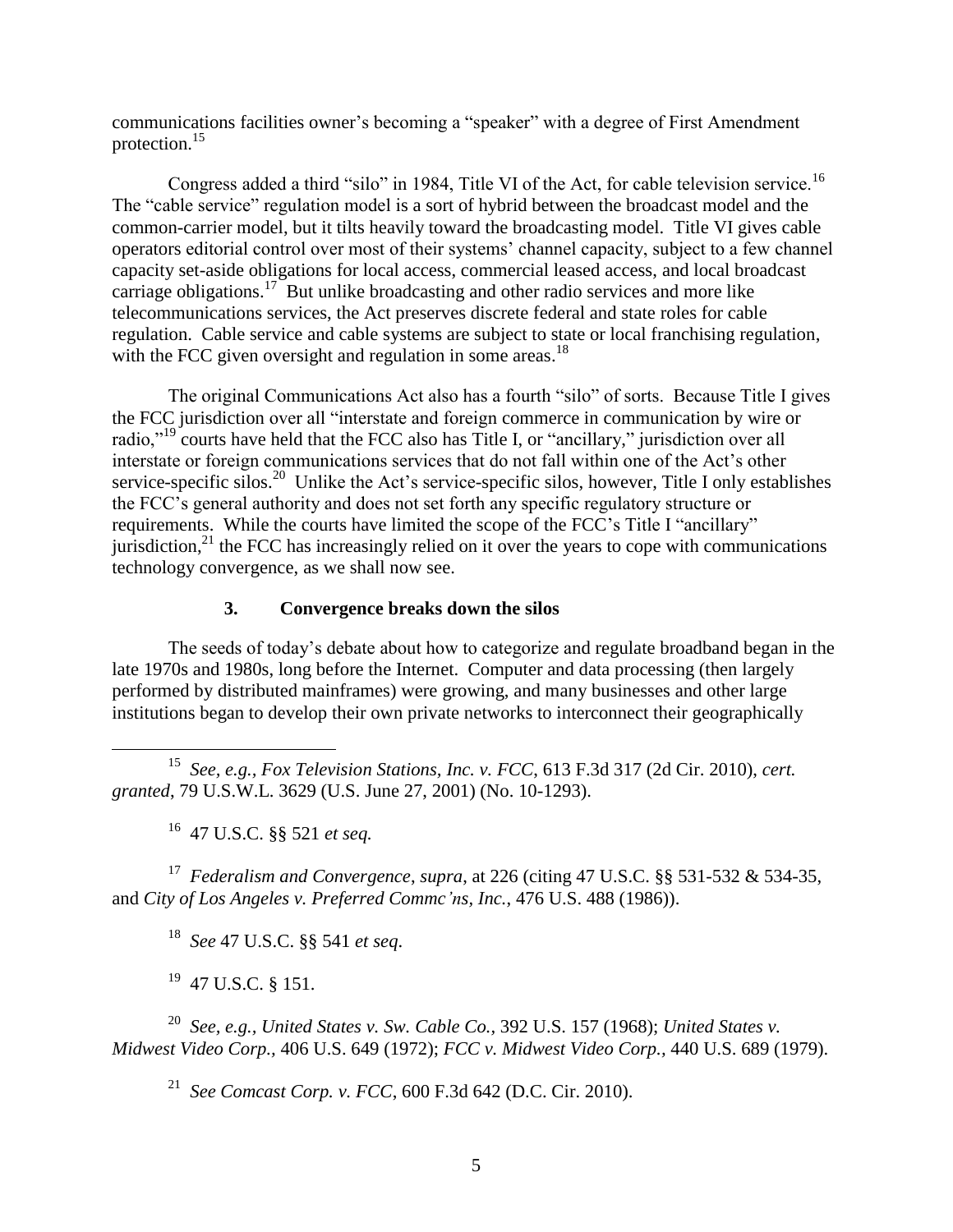communications facilities owner's becoming a "speaker" with a degree of First Amendment protection.[15]

Congress added a third "silo" in 1984, Title VI of the Act, for cable television service.[16] The "cable service" regulation model is a sort of hybrid between the broadcast model and the common-carrier model, but it tilts heavily toward the broadcasting model. Title VI gives cable operators editorial control over most of their systems' channel capacity, subject to a few channel capacity set-aside obligations for local access, commercial leased access, and local broadcast carriage obligations.[17] But unlike broadcasting and other radio services and more like telecommunications services, the Act preserves discrete federal and state roles for cable regulation. Cable service and cable systems are subject to state or local franchising regulation, with the FCC given oversight and regulation in some areas.[18]

The original Communications Act also has a fourth "silo" of sorts. Because Title I gives the FCC jurisdiction over all "interstate and foreign commerce in communication by wire or radio,"[19] courts have held that the FCC also has Title I, or "ancillary," jurisdiction over all interstate or foreign communications services that do not fall within one of the Act's other service-specific silos.[20] Unlike the Act's service-specific silos, however, Title I only establishes the FCC's general authority and does not set forth any specific regulatory structure or requirements. While the courts have limited the scope of the FCC's Title I "ancillary" jurisdiction,[21] the FCC has increasingly relied on it over the years to cope with communications technology convergence, as we shall now see.

### 3. Convergence breaks down the silos

The seeds of today's debate about how to categorize and regulate broadband began in the late 1970s and 1980s, long before the Internet. Computer and data processing (then largely performed by distributed mainframes) were growing, and many businesses and other large institutions began to develop their own private networks to interconnect their geographically

---

[15] *See, e.g.*, *Fox Television Stations, Inc. v. FCC*, 613 F.3d 317 (2d Cir. 2010), *cert. granted*, 79 U.S.W.L. 3629 (U.S. June 27, 2001) (No. 10-1293).

[16] 47 U.S.C. §§ 521 *et seq.*

[17] *Federalism and Convergence*, *supra*, at 226 (citing 47 U.S.C. §§ 531-532 & 534-35, and *City of Los Angeles v. Preferred Commc'ns, Inc.*, 476 U.S. 488 (1986)).

[18] *See* 47 U.S.C. §§ 541 *et seq*.

[19] 47 U.S.C. § 151.

[20] *See, e.g.*, *United States v. Sw. Cable Co.*, 392 U.S. 157 (1968); *United States v. Midwest Video Corp.*, 406 U.S. 649 (1972); *FCC v. Midwest Video Corp.*, 440 U.S. 689 (1979).

[21] *See Comcast Corp. v. FCC*, 600 F.3d 642 (D.C. Cir. 2010).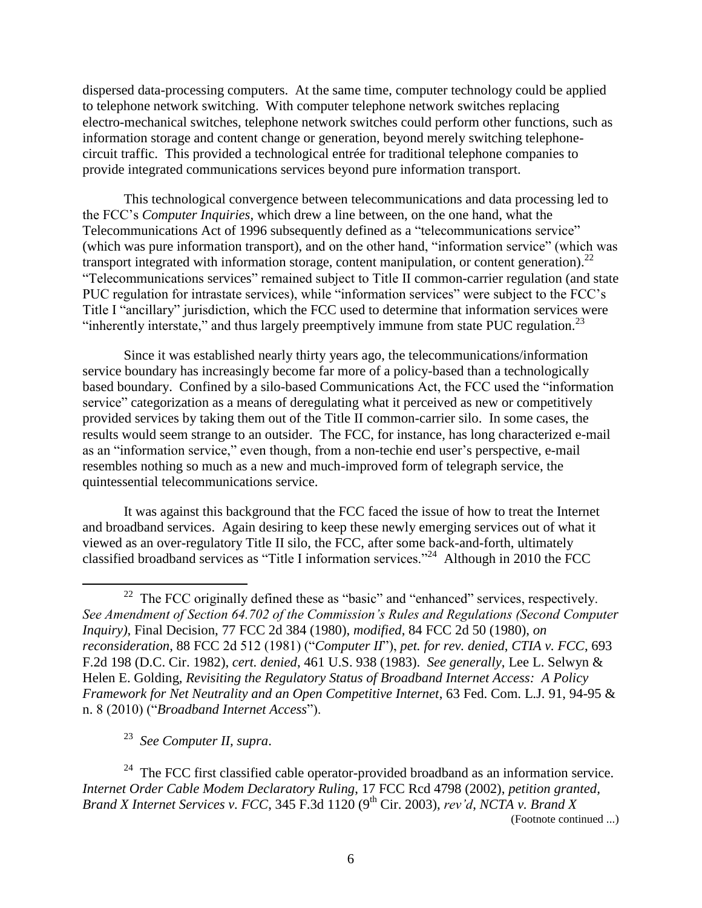dispersed data-processing computers. At the same time, computer technology could be applied to telephone network switching. With computer telephone network switches replacing electro-mechanical switches, telephone network switches could perform other functions, such as information storage and content change or generation, beyond merely switching telephone-circuit traffic. This provided a technological entrée for traditional telephone companies to provide integrated communications services beyond pure information transport.

This technological convergence between telecommunications and data processing led to the FCC's *Computer Inquiries*, which drew a line between, on the one hand, what the Telecommunications Act of 1996 subsequently defined as a "telecommunications service" (which was pure information transport), and on the other hand, "information service" (which was transport integrated with information storage, content manipulation, or content generation).[22] "Telecommunications services" remained subject to Title II common-carrier regulation (and state PUC regulation for intrastate services), while "information services" were subject to the FCC's Title I "ancillary" jurisdiction, which the FCC used to determine that information services were "inherently interstate," and thus largely preemptively immune from state PUC regulation.[23]

Since it was established nearly thirty years ago, the telecommunications/information service boundary has increasingly become far more of a policy-based than a technologically based boundary. Confined by a silo-based Communications Act, the FCC used the "information service" categorization as a means of deregulating what it perceived as new or competitively provided services by taking them out of the Title II common-carrier silo. In some cases, the results would seem strange to an outsider. The FCC, for instance, has long characterized e-mail as an "information service," even though, from a non-techie end user's perspective, e-mail resembles nothing so much as a new and much-improved form of telegraph service, the quintessential telecommunications service.

It was against this background that the FCC faced the issue of how to treat the Internet and broadband services. Again desiring to keep these newly emerging services out of what it viewed as an over-regulatory Title II silo, the FCC, after some back-and-forth, ultimately classified broadband services as "Title I information services."[24] Although in 2010 the FCC

---

[22] The FCC originally defined these as "basic" and "enhanced" services, respectively. *See Amendment of Section 64.702 of the Commission's Rules and Regulations (Second Computer Inquiry)*, Final Decision, 77 FCC 2d 384 (1980), *modified*, 84 FCC 2d 50 (1980), *on reconsideration*, 88 FCC 2d 512 (1981) ("*Computer II*"), *pet. for rev. denied*, *CTIA v. FCC*, 693 F.2d 198 (D.C. Cir. 1982), *cert. denied*, 461 U.S. 938 (1983). *See generally*, Lee L. Selwyn & Helen E. Golding, *Revisiting the Regulatory Status of Broadband Internet Access: A Policy Framework for Net Neutrality and an Open Competitive Internet*, 63 Fed. Com. L.J. 91, 94-95 & n. 8 (2010) ("*Broadband Internet Access*").

[23] *See Computer II*, *supra*.

[24] The FCC first classified cable operator-provided broadband as an information service. *Internet Order Cable Modem Declaratory Ruling*, 17 FCC Rcd 4798 (2002), *petition granted*, *Brand X Internet Services v. FCC*, 345 F.3d 1120 (9th Cir. 2003), *rev'd*, *NCTA v. Brand X*

(Footnote continued ...)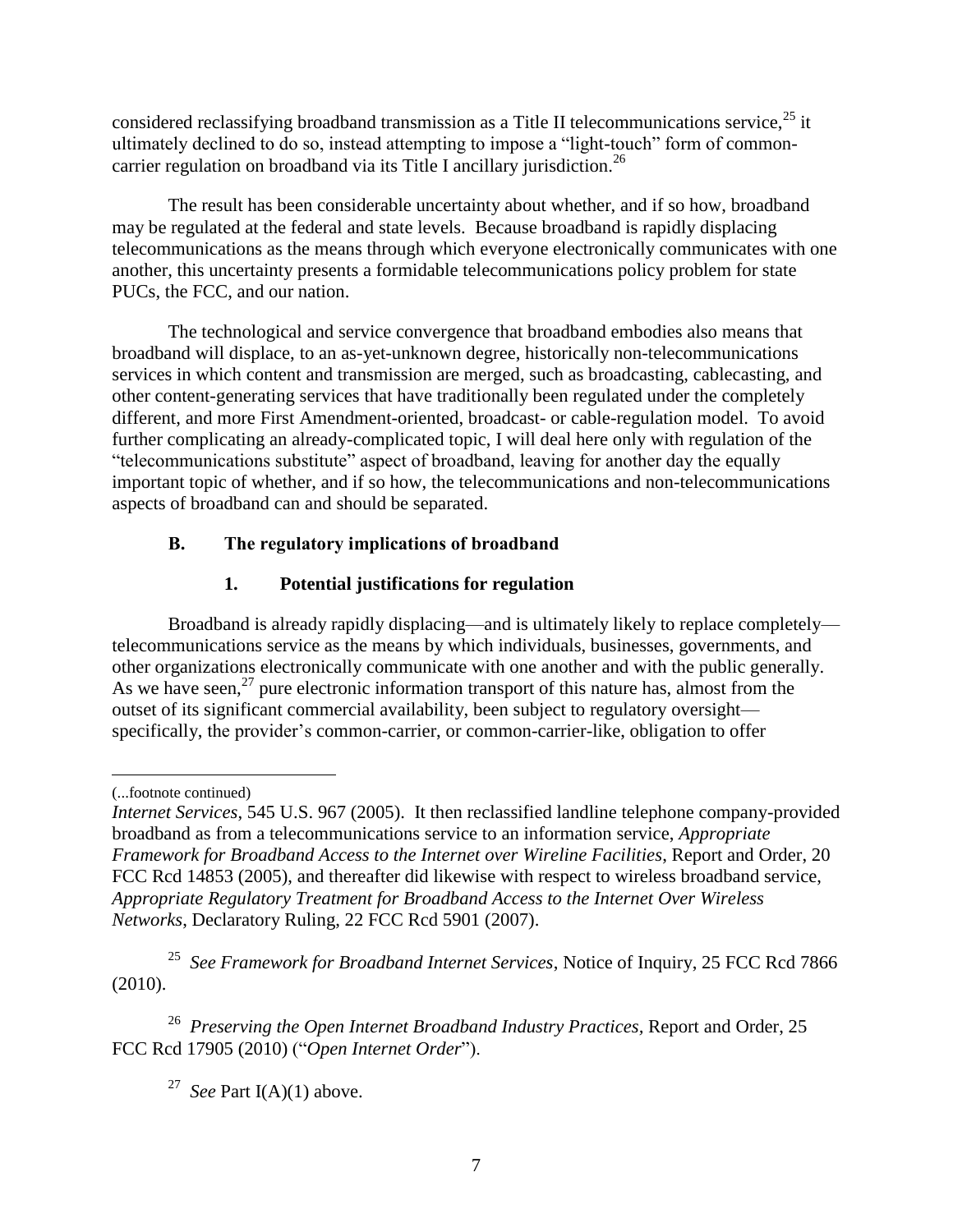considered reclassifying broadband transmission as a Title II telecommunications service,[25] it ultimately declined to do so, instead attempting to impose a "light-touch" form of common-carrier regulation on broadband via its Title I ancillary jurisdiction.[26]

The result has been considerable uncertainty about whether, and if so how, broadband may be regulated at the federal and state levels. Because broadband is rapidly displacing telecommunications as the means through which everyone electronically communicates with one another, this uncertainty presents a formidable telecommunications policy problem for state PUCs, the FCC, and our nation.

The technological and service convergence that broadband embodies also means that broadband will displace, to an as-yet-unknown degree, historically non-telecommunications services in which content and transmission are merged, such as broadcasting, cablecasting, and other content-generating services that have traditionally been regulated under the completely different, and more First Amendment-oriented, broadcast- or cable-regulation model. To avoid further complicating an already-complicated topic, I will deal here only with regulation of the "telecommunications substitute" aspect of broadband, leaving for another day the equally important topic of whether, and if so how, the telecommunications and non-telecommunications aspects of broadband can and should be separated.

### B. The regulatory implications of broadband

#### 1. Potential justifications for regulation

Broadband is already rapidly displacing—and is ultimately likely to replace completely—telecommunications service as the means by which individuals, businesses, governments, and other organizations electronically communicate with one another and with the public generally. As we have seen,[27] pure electronic information transport of this nature has, almost from the outset of its significant commercial availability, been subject to regulatory oversight—specifically, the provider's common-carrier, or common-carrier-like, obligation to offer

---

(...footnote continued)

*Internet Services*, 545 U.S. 967 (2005). It then reclassified landline telephone company-provided broadband as from a telecommunications service to an information service, *Appropriate Framework for Broadband Access to the Internet over Wireline Facilities*, Report and Order, 20 FCC Rcd 14853 (2005), and thereafter did likewise with respect to wireless broadband service, *Appropriate Regulatory Treatment for Broadband Access to the Internet Over Wireless Networks*, Declaratory Ruling, 22 FCC Rcd 5901 (2007).

[25] *See Framework for Broadband Internet Services*, Notice of Inquiry, 25 FCC Rcd 7866 (2010).

[26] *Preserving the Open Internet Broadband Industry Practices*, Report and Order, 25 FCC Rcd 17905 (2010) ("*Open Internet Order*").

[27] *See* Part I(A)(1) above.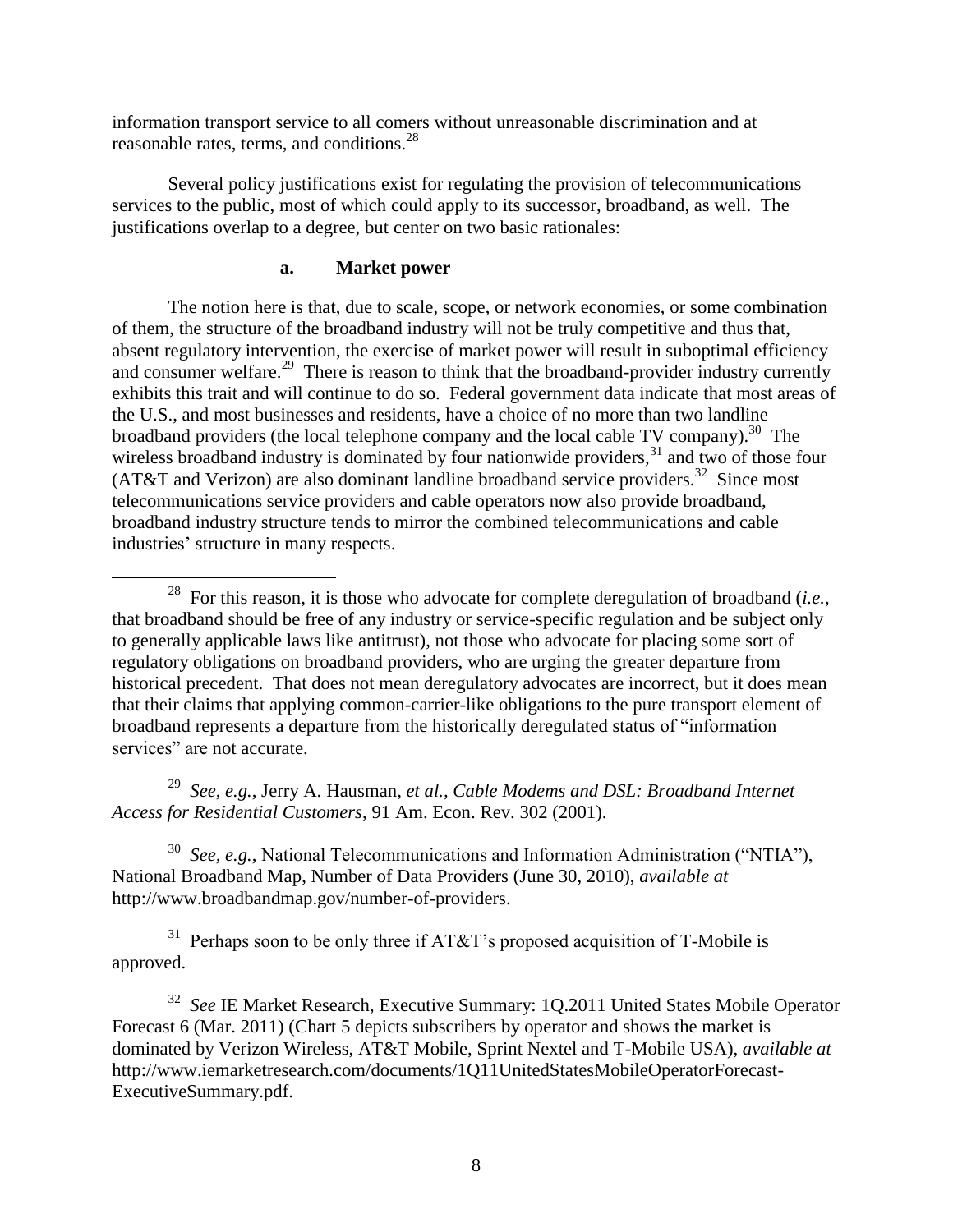information transport service to all comers without unreasonable discrimination and at reasonable rates, terms, and conditions.[28]

Several policy justifications exist for regulating the provision of telecommunications services to the public, most of which could apply to its successor, broadband, as well. The justifications overlap to a degree, but center on two basic rationales:

### a. Market power

The notion here is that, due to scale, scope, or network economies, or some combination of them, the structure of the broadband industry will not be truly competitive and thus that, absent regulatory intervention, the exercise of market power will result in suboptimal efficiency and consumer welfare.[29] There is reason to think that the broadband-provider industry currently exhibits this trait and will continue to do so. Federal government data indicate that most areas of the U.S., and most businesses and residents, have a choice of no more than two landline broadband providers (the local telephone company and the local cable TV company).[30] The wireless broadband industry is dominated by four nationwide providers,[31] and two of those four (AT&T and Verizon) are also dominant landline broadband service providers.[32] Since most telecommunications service providers and cable operators now also provide broadband, broadband industry structure tends to mirror the combined telecommunications and cable industries' structure in many respects.

---

[28] For this reason, it is those who advocate for complete deregulation of broadband (*i.e.*, that broadband should be free of any industry or service-specific regulation and be subject only to generally applicable laws like antitrust), not those who advocate for placing some sort of regulatory obligations on broadband providers, who are urging the greater departure from historical precedent. That does not mean deregulatory advocates are incorrect, but it does mean that their claims that applying common-carrier-like obligations to the pure transport element of broadband represents a departure from the historically deregulated status of "information services" are not accurate.

[29] *See*, *e.g.*, Jerry A. Hausman, *et al.*, *Cable Modems and DSL: Broadband Internet Access for Residential Customers*, 91 Am. Econ. Rev. 302 (2001).

[30] *See, e.g.*, National Telecommunications and Information Administration ("NTIA"), National Broadband Map, Number of Data Providers (June 30, 2010), *available at* http://www.broadbandmap.gov/number-of-providers.

[31] Perhaps soon to be only three if AT&T's proposed acquisition of T-Mobile is approved.

[32] *See* IE Market Research, Executive Summary: 1Q.2011 United States Mobile Operator Forecast 6 (Mar. 2011) (Chart 5 depicts subscribers by operator and shows the market is dominated by Verizon Wireless, AT&T Mobile, Sprint Nextel and T-Mobile USA), *available at* http://www.iemarketresearch.com/documents/1Q11UnitedStatesMobileOperatorForecast-ExecutiveSummary.pdf.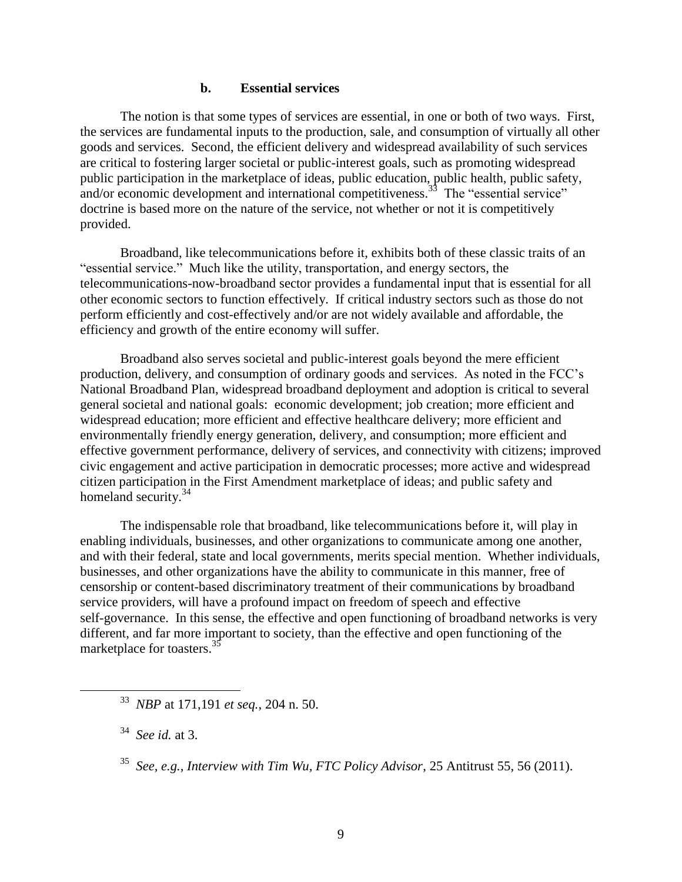### b. Essential services

The notion is that some types of services are essential, in one or both of two ways. First, the services are fundamental inputs to the production, sale, and consumption of virtually all other goods and services. Second, the efficient delivery and widespread availability of such services are critical to fostering larger societal or public-interest goals, such as promoting widespread public participation in the marketplace of ideas, public education, public health, public safety, and/or economic development and international competitiveness.[33] The "essential service" doctrine is based more on the nature of the service, not whether or not it is competitively provided.

Broadband, like telecommunications before it, exhibits both of these classic traits of an "essential service." Much like the utility, transportation, and energy sectors, the telecommunications-now-broadband sector provides a fundamental input that is essential for all other economic sectors to function effectively. If critical industry sectors such as those do not perform efficiently and cost-effectively and/or are not widely available and affordable, the efficiency and growth of the entire economy will suffer.

Broadband also serves societal and public-interest goals beyond the mere efficient production, delivery, and consumption of ordinary goods and services. As noted in the FCC's National Broadband Plan, widespread broadband deployment and adoption is critical to several general societal and national goals: economic development; job creation; more efficient and widespread education; more efficient and effective healthcare delivery; more efficient and environmentally friendly energy generation, delivery, and consumption; more efficient and effective government performance, delivery of services, and connectivity with citizens; improved civic engagement and active participation in democratic processes; more active and widespread citizen participation in the First Amendment marketplace of ideas; and public safety and homeland security.[34]

The indispensable role that broadband, like telecommunications before it, will play in enabling individuals, businesses, and other organizations to communicate among one another, and with their federal, state and local governments, merits special mention. Whether individuals, businesses, and other organizations have the ability to communicate in this manner, free of censorship or content-based discriminatory treatment of their communications by broadband service providers, will have a profound impact on freedom of speech and effective self-governance. In this sense, the effective and open functioning of broadband networks is very different, and far more important to society, than the effective and open functioning of the marketplace for toasters.[35]

---

[33] *NBP* at 171,191 *et seq.*, 204 n. 50.

[34] *See id.* at 3.

[35] *See, e.g., Interview with Tim Wu, FTC Policy Advisor*, 25 Antitrust 55, 56 (2011).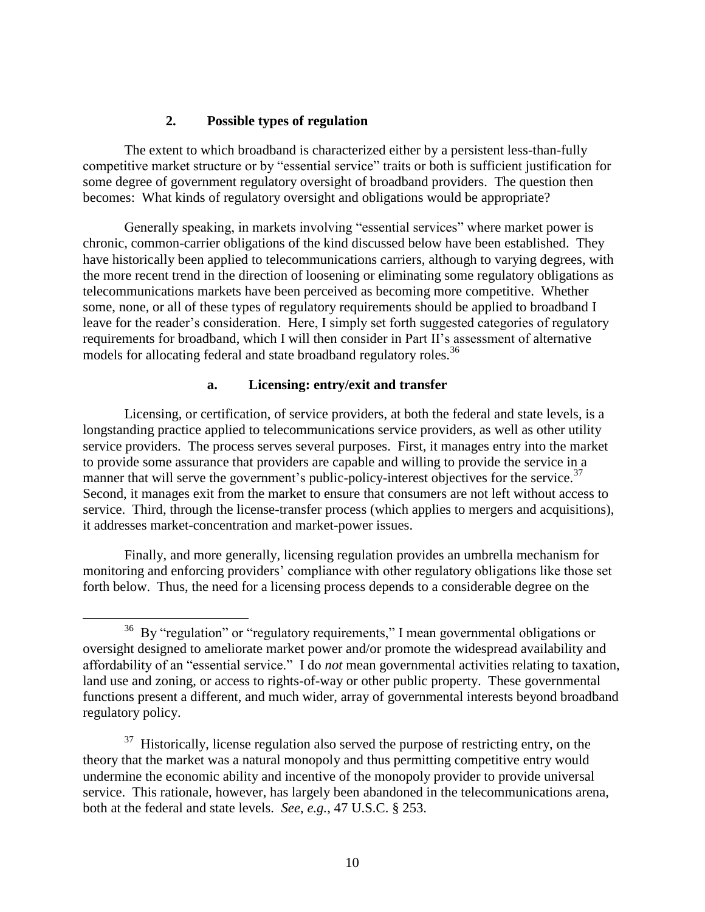### 2. Possible types of regulation

The extent to which broadband is characterized either by a persistent less-than-fully competitive market structure or by "essential service" traits or both is sufficient justification for some degree of government regulatory oversight of broadband providers. The question then becomes: What kinds of regulatory oversight and obligations would be appropriate?

Generally speaking, in markets involving "essential services" where market power is chronic, common-carrier obligations of the kind discussed below have been established. They have historically been applied to telecommunications carriers, although to varying degrees, with the more recent trend in the direction of loosening or eliminating some regulatory obligations as telecommunications markets have been perceived as becoming more competitive. Whether some, none, or all of these types of regulatory requirements should be applied to broadband I leave for the reader's consideration. Here, I simply set forth suggested categories of regulatory requirements for broadband, which I will then consider in Part II's assessment of alternative models for allocating federal and state broadband regulatory roles.[36]

#### a. Licensing: entry/exit and transfer

Licensing, or certification, of service providers, at both the federal and state levels, is a longstanding practice applied to telecommunications service providers, as well as other utility service providers. The process serves several purposes. First, it manages entry into the market to provide some assurance that providers are capable and willing to provide the service in a manner that will serve the government's public-policy-interest objectives for the service.[37] Second, it manages exit from the market to ensure that consumers are not left without access to service. Third, through the license-transfer process (which applies to mergers and acquisitions), it addresses market-concentration and market-power issues.

Finally, and more generally, licensing regulation provides an umbrella mechanism for monitoring and enforcing providers' compliance with other regulatory obligations like those set forth below. Thus, the need for a licensing process depends to a considerable degree on the

---

[36] By "regulation" or "regulatory requirements," I mean governmental obligations or oversight designed to ameliorate market power and/or promote the widespread availability and affordability of an "essential service." I do *not* mean governmental activities relating to taxation, land use and zoning, or access to rights-of-way or other public property. These governmental functions present a different, and much wider, array of governmental interests beyond broadband regulatory policy.

[37] Historically, license regulation also served the purpose of restricting entry, on the theory that the market was a natural monopoly and thus permitting competitive entry would undermine the economic ability and incentive of the monopoly provider to provide universal service. This rationale, however, has largely been abandoned in the telecommunications arena, both at the federal and state levels. *See, e.g.*, 47 U.S.C. § 253.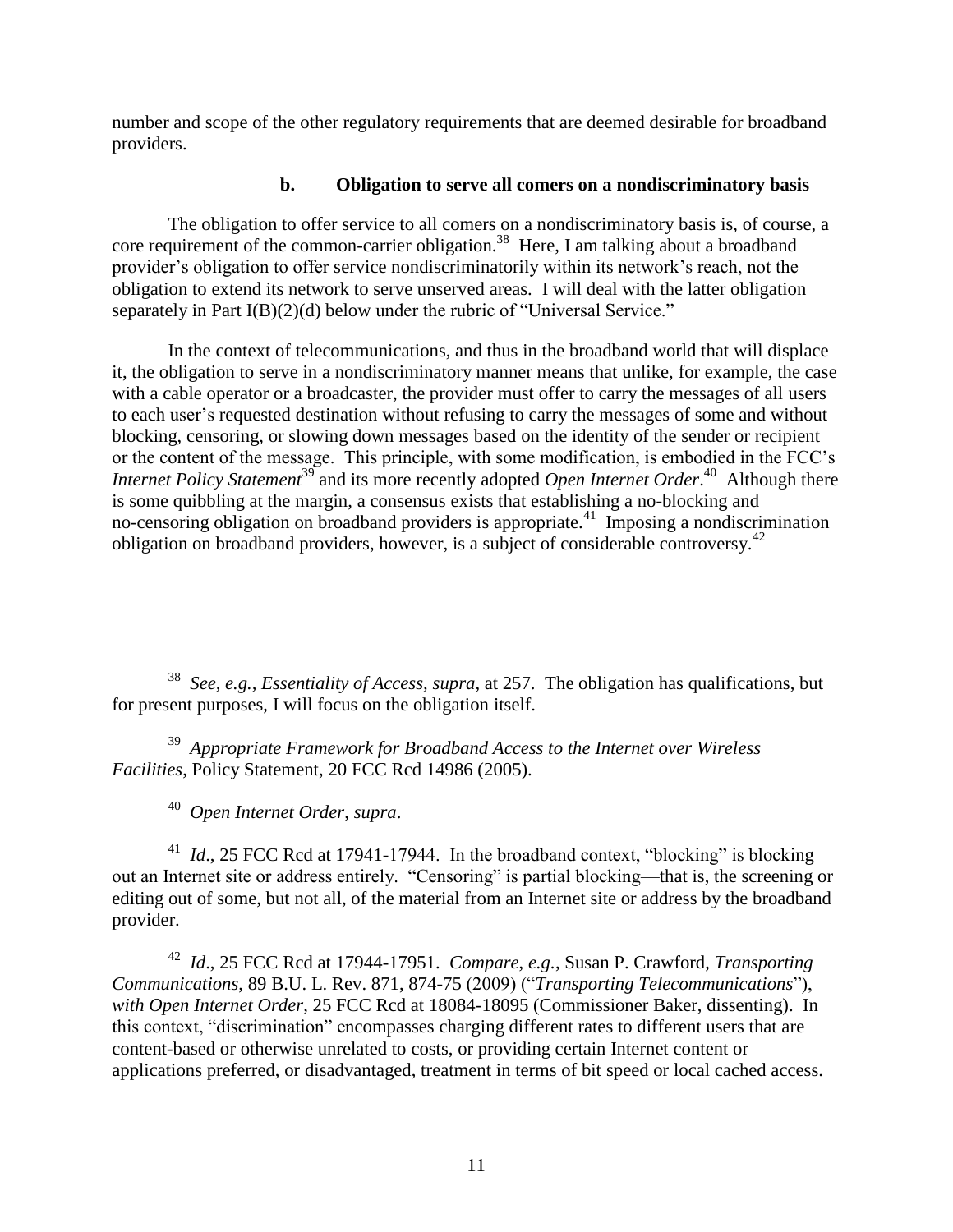number and scope of the other regulatory requirements that are deemed desirable for broadband providers.

### b. Obligation to serve all comers on a nondiscriminatory basis

The obligation to offer service to all comers on a nondiscriminatory basis is, of course, a core requirement of the common-carrier obligation.[38] Here, I am talking about a broadband provider's obligation to offer service nondiscriminatorily within its network's reach, not the obligation to extend its network to serve unserved areas. I will deal with the latter obligation separately in Part I(B)(2)(d) below under the rubric of "Universal Service."

In the context of telecommunications, and thus in the broadband world that will displace it, the obligation to serve in a nondiscriminatory manner means that unlike, for example, the case with a cable operator or a broadcaster, the provider must offer to carry the messages of all users to each user's requested destination without refusing to carry the messages of some and without blocking, censoring, or slowing down messages based on the identity of the sender or recipient or the content of the message. This principle, with some modification, is embodied in the FCC's *Internet Policy Statement*[39] and its more recently adopted *Open Internet Order*.[40] Although there is some quibbling at the margin, a consensus exists that establishing a no-blocking and no-censoring obligation on broadband providers is appropriate.[41] Imposing a nondiscrimination obligation on broadband providers, however, is a subject of considerable controversy.[42]

---

[38] *See, e.g., Essentiality of Access, supra,* at 257. The obligation has qualifications, but for present purposes, I will focus on the obligation itself.

[39] *Appropriate Framework for Broadband Access to the Internet over Wireless Facilities*, Policy Statement, 20 FCC Rcd 14986 (2005).

[40] *Open Internet Order*, *supra*.

[41] *Id*., 25 FCC Rcd at 17941-17944. In the broadband context, "blocking" is blocking out an Internet site or address entirely. "Censoring" is partial blocking—that is, the screening or editing out of some, but not all, of the material from an Internet site or address by the broadband provider.

[42] *Id*., 25 FCC Rcd at 17944-17951. *Compare*, *e.g.*, Susan P. Crawford, *Transporting Communications*, 89 B.U. L. Rev. 871, 874-75 (2009) ("*Transporting Telecommunications*"), *with Open Internet Order*, 25 FCC Rcd at 18084-18095 (Commissioner Baker, dissenting). In this context, "discrimination" encompasses charging different rates to different users that are content-based or otherwise unrelated to costs, or providing certain Internet content or applications preferred, or disadvantaged, treatment in terms of bit speed or local cached access.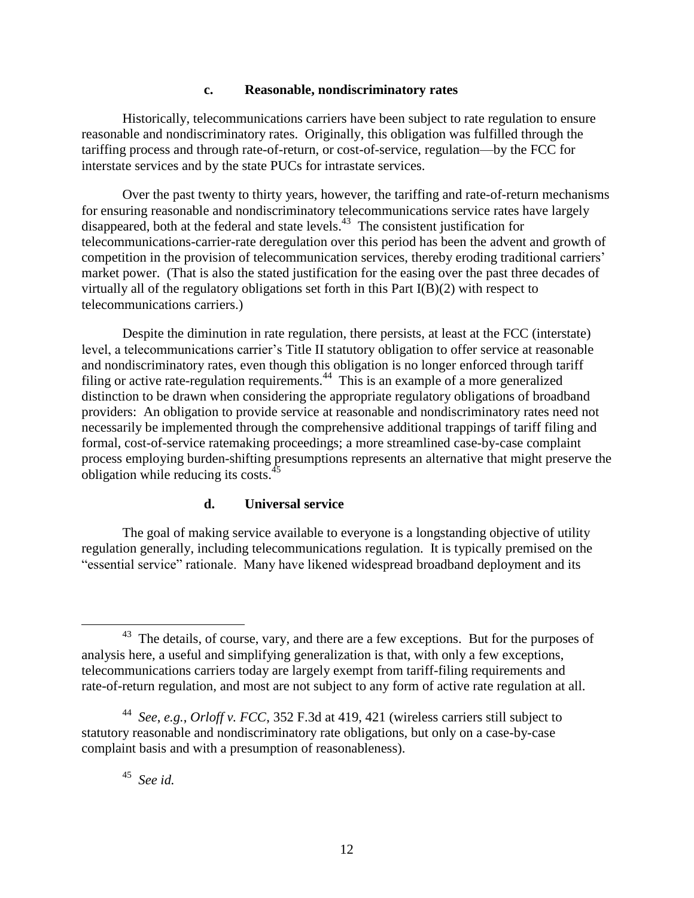#### c. Reasonable, nondiscriminatory rates

Historically, telecommunications carriers have been subject to rate regulation to ensure reasonable and nondiscriminatory rates. Originally, this obligation was fulfilled through the tariffing process and through rate-of-return, or cost-of-service, regulation—by the FCC for interstate services and by the state PUCs for intrastate services.

Over the past twenty to thirty years, however, the tariffing and rate-of-return mechanisms for ensuring reasonable and nondiscriminatory telecommunications service rates have largely disappeared, both at the federal and state levels.[43] The consistent justification for telecommunications-carrier-rate deregulation over this period has been the advent and growth of competition in the provision of telecommunication services, thereby eroding traditional carriers' market power. (That is also the stated justification for the easing over the past three decades of virtually all of the regulatory obligations set forth in this Part I(B)(2) with respect to telecommunications carriers.)

Despite the diminution in rate regulation, there persists, at least at the FCC (interstate) level, a telecommunications carrier's Title II statutory obligation to offer service at reasonable and nondiscriminatory rates, even though this obligation is no longer enforced through tariff filing or active rate-regulation requirements.[44] This is an example of a more generalized distinction to be drawn when considering the appropriate regulatory obligations of broadband providers: An obligation to provide service at reasonable and nondiscriminatory rates need not necessarily be implemented through the comprehensive additional trappings of tariff filing and formal, cost-of-service ratemaking proceedings; a more streamlined case-by-case complaint process employing burden-shifting presumptions represents an alternative that might preserve the obligation while reducing its costs.[45]

#### d. Universal service

The goal of making service available to everyone is a longstanding objective of utility regulation generally, including telecommunications regulation. It is typically premised on the "essential service" rationale. Many have likened widespread broadband deployment and its

---

[43] The details, of course, vary, and there are a few exceptions. But for the purposes of analysis here, a useful and simplifying generalization is that, with only a few exceptions, telecommunications carriers today are largely exempt from tariff-filing requirements and rate-of-return regulation, and most are not subject to any form of active rate regulation at all.

[44] *See, e.g.*, *Orloff v. FCC*, 352 F.3d at 419, 421 (wireless carriers still subject to statutory reasonable and nondiscriminatory rate obligations, but only on a case-by-case complaint basis and with a presumption of reasonableness).

[45] *See id.*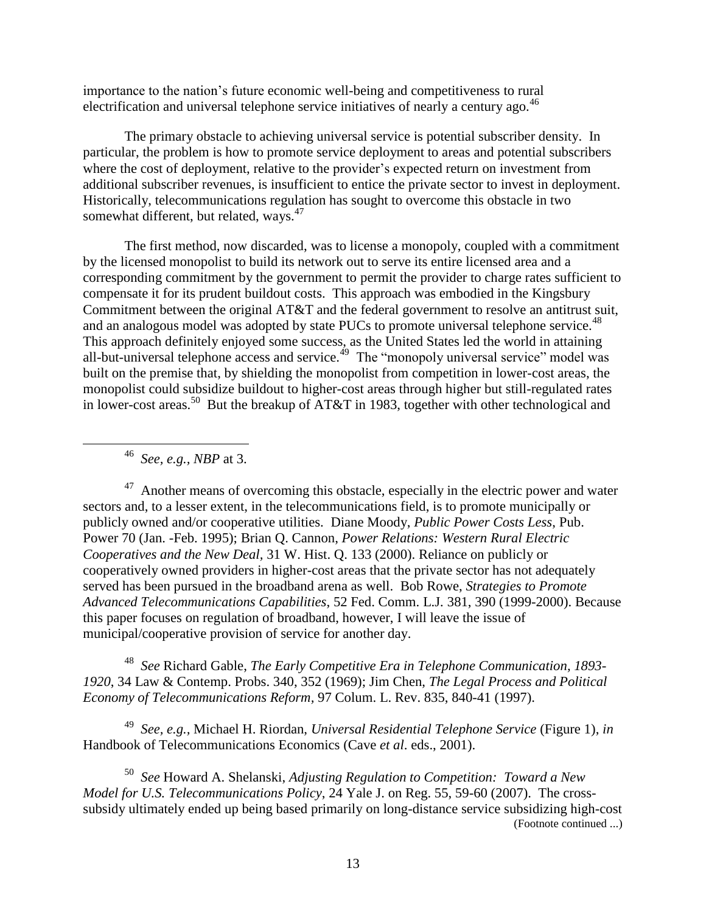importance to the nation's future economic well-being and competitiveness to rural electrification and universal telephone service initiatives of nearly a century ago.[46]

The primary obstacle to achieving universal service is potential subscriber density. In particular, the problem is how to promote service deployment to areas and potential subscribers where the cost of deployment, relative to the provider's expected return on investment from additional subscriber revenues, is insufficient to entice the private sector to invest in deployment. Historically, telecommunications regulation has sought to overcome this obstacle in two somewhat different, but related, ways.[47]

The first method, now discarded, was to license a monopoly, coupled with a commitment by the licensed monopolist to build its network out to serve its entire licensed area and a corresponding commitment by the government to permit the provider to charge rates sufficient to compensate it for its prudent buildout costs. This approach was embodied in the Kingsbury Commitment between the original AT&T and the federal government to resolve an antitrust suit, and an analogous model was adopted by state PUCs to promote universal telephone service.[48] This approach definitely enjoyed some success, as the United States led the world in attaining all-but-universal telephone access and service.[49] The "monopoly universal service" model was built on the premise that, by shielding the monopolist from competition in lower-cost areas, the monopolist could subsidize buildout to higher-cost areas through higher but still-regulated rates in lower-cost areas.[50] But the breakup of AT&T in 1983, together with other technological and

---

[46] *See, e.g.*, *NBP* at 3.

[47] Another means of overcoming this obstacle, especially in the electric power and water sectors and, to a lesser extent, in the telecommunications field, is to promote municipally or publicly owned and/or cooperative utilities. Diane Moody, *Public Power Costs Less*, Pub. Power 70 (Jan. -Feb. 1995); Brian Q. Cannon, *Power Relations: Western Rural Electric Cooperatives and the New Deal*, 31 W. Hist. Q. 133 (2000). Reliance on publicly or cooperatively owned providers in higher-cost areas that the private sector has not adequately served has been pursued in the broadband arena as well. Bob Rowe, *Strategies to Promote Advanced Telecommunications Capabilities*, 52 Fed. Comm. L.J. 381, 390 (1999-2000). Because this paper focuses on regulation of broadband, however, I will leave the issue of municipal/cooperative provision of service for another day.

[48] *See* Richard Gable, *The Early Competitive Era in Telephone Communication, 1893-1920*, 34 Law & Contemp. Probs. 340, 352 (1969); Jim Chen, *The Legal Process and Political Economy of Telecommunications Reform*, 97 Colum. L. Rev. 835, 840-41 (1997).

[49] *See, e.g.,* Michael H. Riordan, *Universal Residential Telephone Service* (Figure 1), *in* Handbook of Telecommunications Economics (Cave *et al*. eds., 2001).

[50] *See* Howard A. Shelanski, *Adjusting Regulation to Competition: Toward a New Model for U.S. Telecommunications Policy*, 24 Yale J. on Reg. 55, 59-60 (2007). The cross-subsidy ultimately ended up being based primarily on long-distance service subsidizing high-cost

(Footnote continued ...)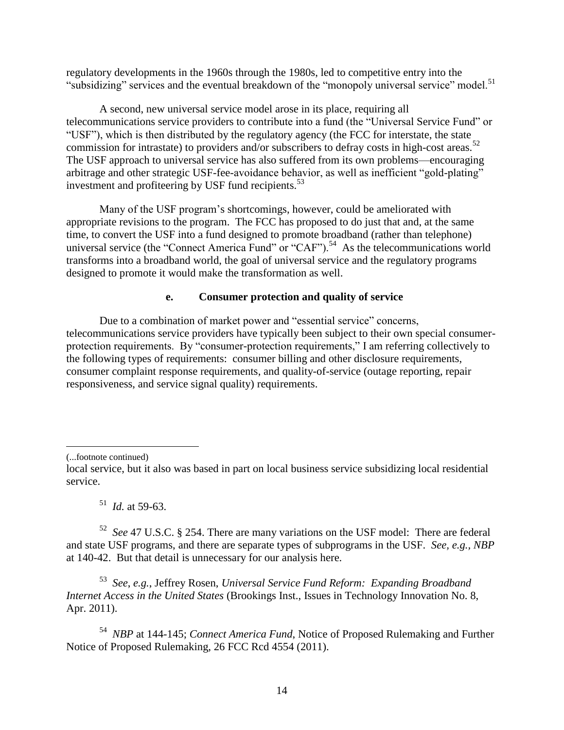regulatory developments in the 1960s through the 1980s, led to competitive entry into the "subsidizing" services and the eventual breakdown of the "monopoly universal service" model.[51]

A second, new universal service model arose in its place, requiring all telecommunications service providers to contribute into a fund (the "Universal Service Fund" or "USF"), which is then distributed by the regulatory agency (the FCC for interstate, the state commission for intrastate) to providers and/or subscribers to defray costs in high-cost areas.[52] The USF approach to universal service has also suffered from its own problems—encouraging arbitrage and other strategic USF-fee-avoidance behavior, as well as inefficient "gold-plating" investment and profiteering by USF fund recipients.[53]

Many of the USF program's shortcomings, however, could be ameliorated with appropriate revisions to the program. The FCC has proposed to do just that and, at the same time, to convert the USF into a fund designed to promote broadband (rather than telephone) universal service (the "Connect America Fund" or "CAF").[54] As the telecommunications world transforms into a broadband world, the goal of universal service and the regulatory programs designed to promote it would make the transformation as well.

#### e. Consumer protection and quality of service

Due to a combination of market power and "essential service" concerns, telecommunications service providers have typically been subject to their own special consumer-protection requirements. By "consumer-protection requirements," I am referring collectively to the following types of requirements: consumer billing and other disclosure requirements, consumer complaint response requirements, and quality-of-service (outage reporting, repair responsiveness, and service signal quality) requirements.

---

(...footnote continued)

local service, but it also was based in part on local business service subsidizing local residential service.

[51] *Id.* at 59-63.

[52] *See* 47 U.S.C. § 254. There are many variations on the USF model: There are federal and state USF programs, and there are separate types of subprograms in the USF. *See, e.g.*, *NBP* at 140-42. But that detail is unnecessary for our analysis here.

[53] *See*, *e.g.*, Jeffrey Rosen, *Universal Service Fund Reform: Expanding Broadband Internet Access in the United States* (Brookings Inst., Issues in Technology Innovation No. 8, Apr. 2011).

[54] *NBP* at 144-145; *Connect America Fund*, Notice of Proposed Rulemaking and Further Notice of Proposed Rulemaking, 26 FCC Rcd 4554 (2011).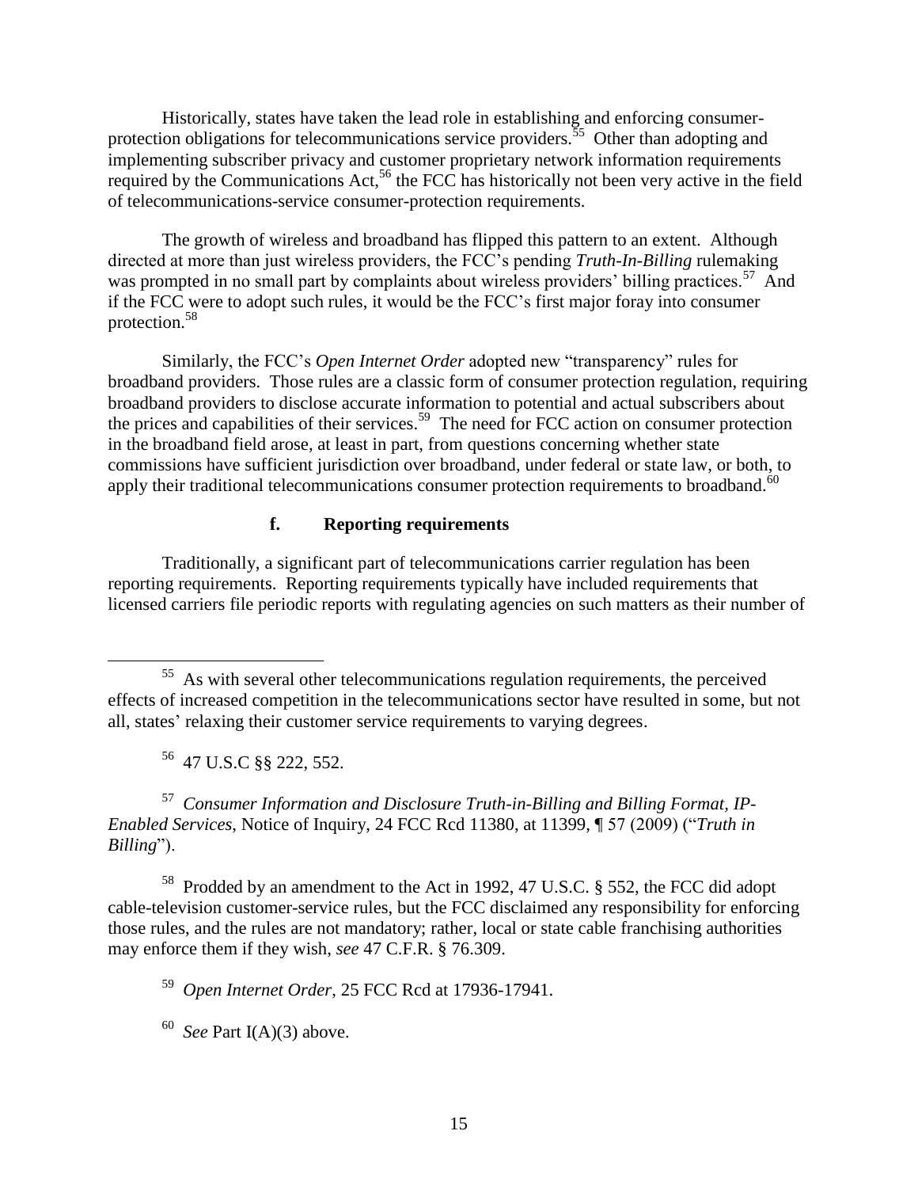Historically, states have taken the lead role in establishing and enforcing consumer-protection obligations for telecommunications service providers.[55] Other than adopting and implementing subscriber privacy and customer proprietary network information requirements required by the Communications Act,[56] the FCC has historically not been very active in the field of telecommunications-service consumer-protection requirements.

The growth of wireless and broadband has flipped this pattern to an extent. Although directed at more than just wireless providers, the FCC's pending *Truth-In-Billing* rulemaking was prompted in no small part by complaints about wireless providers' billing practices.[57] And if the FCC were to adopt such rules, it would be the FCC's first major foray into consumer protection.[58]

Similarly, the FCC's *Open Internet Order* adopted new "transparency" rules for broadband providers. Those rules are a classic form of consumer protection regulation, requiring broadband providers to disclose accurate information to potential and actual subscribers about the prices and capabilities of their services.[59] The need for FCC action on consumer protection in the broadband field arose, at least in part, from questions concerning whether state commissions have sufficient jurisdiction over broadband, under federal or state law, or both, to apply their traditional telecommunications consumer protection requirements to broadband.[60]

#### f. Reporting requirements

Traditionally, a significant part of telecommunications carrier regulation has been reporting requirements. Reporting requirements typically have included requirements that licensed carriers file periodic reports with regulating agencies on such matters as their number of

---

[55] As with several other telecommunications regulation requirements, the perceived effects of increased competition in the telecommunications sector have resulted in some, but not all, states' relaxing their customer service requirements to varying degrees.

[56] 47 U.S.C §§ 222, 552.

[57] *Consumer Information and Disclosure Truth-in-Billing and Billing Format, IP-Enabled Services*, Notice of Inquiry, 24 FCC Rcd 11380, at 11399, ¶ 57 (2009) ("*Truth in Billing*").

[58] Prodded by an amendment to the Act in 1992, 47 U.S.C. § 552, the FCC did adopt cable-television customer-service rules, but the FCC disclaimed any responsibility for enforcing those rules, and the rules are not mandatory; rather, local or state cable franchising authorities may enforce them if they wish, *see* 47 C.F.R. § 76.309.

[59] *Open Internet Order*, 25 FCC Rcd at 17936-17941.

[60] *See* Part I(A)(3) above.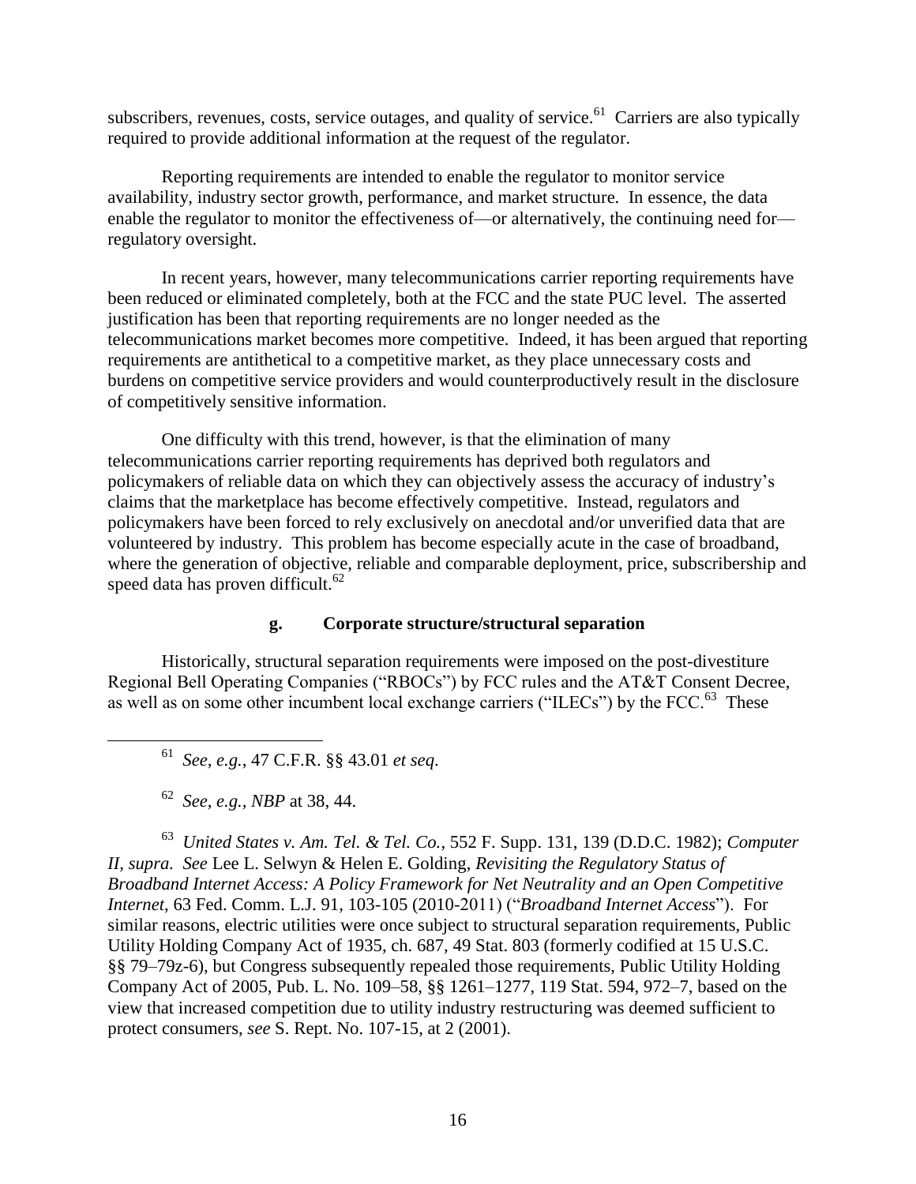subscribers, revenues, costs, service outages, and quality of service.[61] Carriers are also typically required to provide additional information at the request of the regulator.

Reporting requirements are intended to enable the regulator to monitor service availability, industry sector growth, performance, and market structure. In essence, the data enable the regulator to monitor the effectiveness of—or alternatively, the continuing need for—regulatory oversight.

In recent years, however, many telecommunications carrier reporting requirements have been reduced or eliminated completely, both at the FCC and the state PUC level. The asserted justification has been that reporting requirements are no longer needed as the telecommunications market becomes more competitive. Indeed, it has been argued that reporting requirements are antithetical to a competitive market, as they place unnecessary costs and burdens on competitive service providers and would counterproductively result in the disclosure of competitively sensitive information.

One difficulty with this trend, however, is that the elimination of many telecommunications carrier reporting requirements has deprived both regulators and policymakers of reliable data on which they can objectively assess the accuracy of industry's claims that the marketplace has become effectively competitive. Instead, regulators and policymakers have been forced to rely exclusively on anecdotal and/or unverified data that are volunteered by industry. This problem has become especially acute in the case of broadband, where the generation of objective, reliable and comparable deployment, price, subscribership and speed data has proven difficult.[62]

#### g. Corporate structure/structural separation

Historically, structural separation requirements were imposed on the post-divestiture Regional Bell Operating Companies ("RBOCs") by FCC rules and the AT&T Consent Decree, as well as on some other incumbent local exchange carriers ("ILECs") by the FCC.[63] These

---

[61] *See, e.g.*, 47 C.F.R. §§ 43.01 *et seq*.

[62] *See, e.g., NBP* at 38, 44.

[63] *United States v. Am. Tel. & Tel. Co.*, 552 F. Supp. 131, 139 (D.D.C. 1982); *Computer II, supra*. *See* Lee L. Selwyn & Helen E. Golding, *Revisiting the Regulatory Status of Broadband Internet Access: A Policy Framework for Net Neutrality and an Open Competitive Internet*, 63 Fed. Comm. L.J. 91, 103-105 (2010-2011) ("*Broadband Internet Access*"). For similar reasons, electric utilities were once subject to structural separation requirements, Public Utility Holding Company Act of 1935, ch. 687, 49 Stat. 803 (formerly codified at 15 U.S.C. §§ 79–79z-6), but Congress subsequently repealed those requirements, Public Utility Holding Company Act of 2005, Pub. L. No. 109–58, §§ 1261–1277, 119 Stat. 594, 972–7, based on the view that increased competition due to utility industry restructuring was deemed sufficient to protect consumers, *see* S. Rept. No. 107-15, at 2 (2001).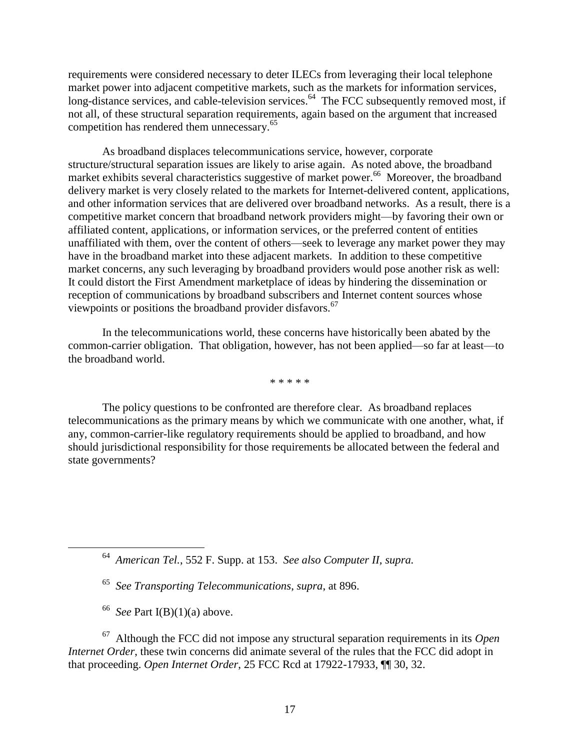requirements were considered necessary to deter ILECs from leveraging their local telephone market power into adjacent competitive markets, such as the markets for information services, long-distance services, and cable-television services.[64] The FCC subsequently removed most, if not all, of these structural separation requirements, again based on the argument that increased competition has rendered them unnecessary.[65]

As broadband displaces telecommunications service, however, corporate structure/structural separation issues are likely to arise again. As noted above, the broadband market exhibits several characteristics suggestive of market power.[66] Moreover, the broadband delivery market is very closely related to the markets for Internet-delivered content, applications, and other information services that are delivered over broadband networks. As a result, there is a competitive market concern that broadband network providers might—by favoring their own or affiliated content, applications, or information services, or the preferred content of entities unaffiliated with them, over the content of others—seek to leverage any market power they may have in the broadband market into these adjacent markets. In addition to these competitive market concerns, any such leveraging by broadband providers would pose another risk as well: It could distort the First Amendment marketplace of ideas by hindering the dissemination or reception of communications by broadband subscribers and Internet content sources whose viewpoints or positions the broadband provider disfavors.[67]

In the telecommunications world, these concerns have historically been abated by the common-carrier obligation. That obligation, however, has not been applied—so far at least—to the broadband world.

\* \* \* \* \*

The policy questions to be confronted are therefore clear. As broadband replaces telecommunications as the primary means by which we communicate with one another, what, if any, common-carrier-like regulatory requirements should be applied to broadband, and how should jurisdictional responsibility for those requirements be allocated between the federal and state governments?

---

[64] *American Tel.*, 552 F. Supp. at 153. *See also Computer II, supra.*

[65] *See Transporting Telecommunications*, *supra*, at 896.

[66] *See* Part I(B)(1)(a) above.

[67] Although the FCC did not impose any structural separation requirements in its *Open Internet Order*, these twin concerns did animate several of the rules that the FCC did adopt in that proceeding. *Open Internet Order*, 25 FCC Rcd at 17922-17933, ¶¶ 30, 32.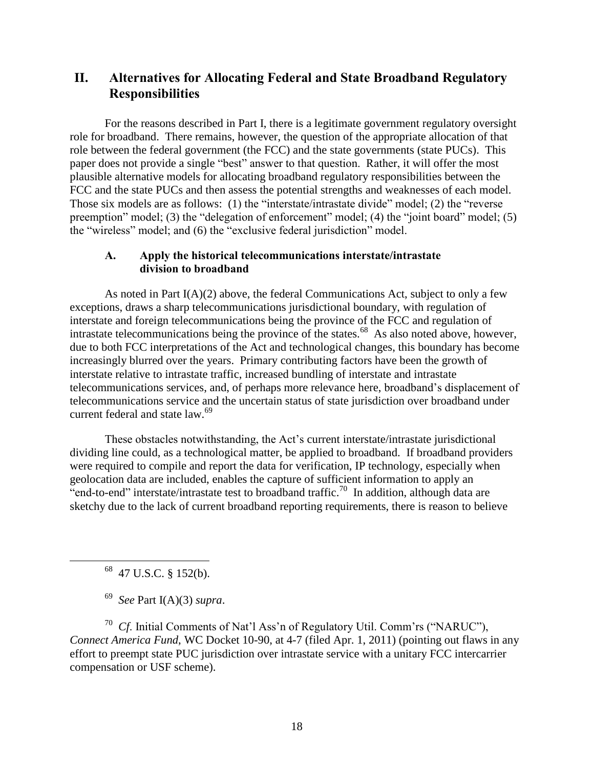## II. Alternatives for Allocating Federal and State Broadband Regulatory Responsibilities

For the reasons described in Part I, there is a legitimate government regulatory oversight role for broadband. There remains, however, the question of the appropriate allocation of that role between the federal government (the FCC) and the state governments (state PUCs). This paper does not provide a single "best" answer to that question. Rather, it will offer the most plausible alternative models for allocating broadband regulatory responsibilities between the FCC and the state PUCs and then assess the potential strengths and weaknesses of each model. Those six models are as follows: (1) the "interstate/intrastate divide" model; (2) the "reverse preemption" model; (3) the "delegation of enforcement" model; (4) the "joint board" model; (5) the "wireless" model; and (6) the "exclusive federal jurisdiction" model.

### A. Apply the historical telecommunications interstate/intrastate division to broadband

As noted in Part I(A)(2) above, the federal Communications Act, subject to only a few exceptions, draws a sharp telecommunications jurisdictional boundary, with regulation of interstate and foreign telecommunications being the province of the FCC and regulation of intrastate telecommunications being the province of the states.[68] As also noted above, however, due to both FCC interpretations of the Act and technological changes, this boundary has become increasingly blurred over the years. Primary contributing factors have been the growth of interstate relative to intrastate traffic, increased bundling of interstate and intrastate telecommunications services, and, of perhaps more relevance here, broadband's displacement of telecommunications service and the uncertain status of state jurisdiction over broadband under current federal and state law.[69]

These obstacles notwithstanding, the Act's current interstate/intrastate jurisdictional dividing line could, as a technological matter, be applied to broadband. If broadband providers were required to compile and report the data for verification, IP technology, especially when geolocation data are included, enables the capture of sufficient information to apply an "end-to-end" interstate/intrastate test to broadband traffic.[70] In addition, although data are sketchy due to the lack of current broadband reporting requirements, there is reason to believe

---

[68] 47 U.S.C. § 152(b).

[69] *See* Part I(A)(3) *supra*.

[70] *Cf.* Initial Comments of Nat'l Ass'n of Regulatory Util. Comm'rs ("NARUC"), *Connect America Fund*, WC Docket 10-90, at 4-7 (filed Apr. 1, 2011) (pointing out flaws in any effort to preempt state PUC jurisdiction over intrastate service with a unitary FCC intercarrier compensation or USF scheme).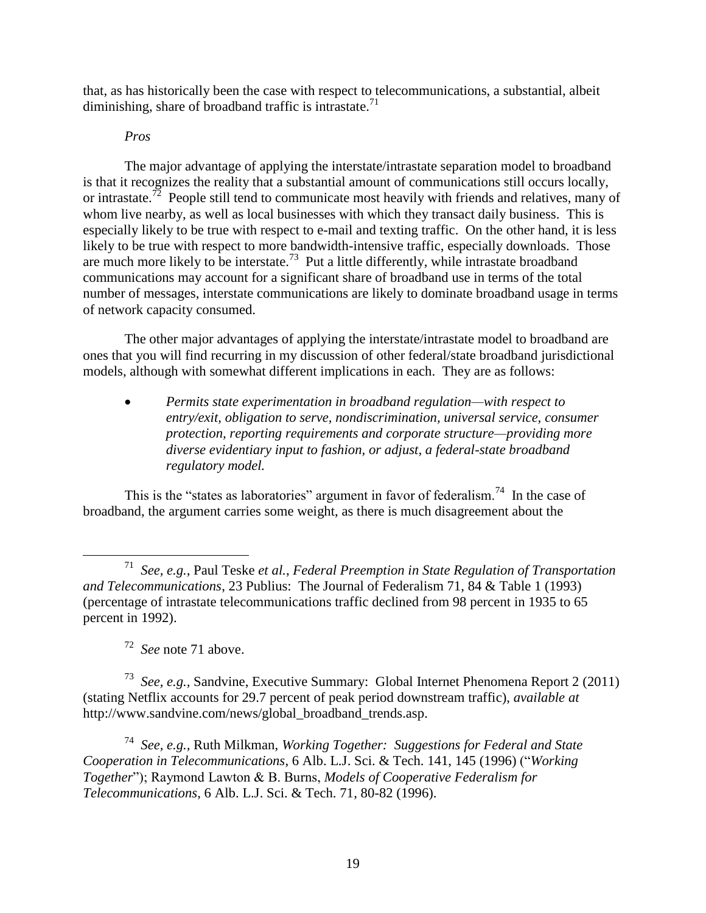that, as has historically been the case with respect to telecommunications, a substantial, albeit diminishing, share of broadband traffic is intrastate.[71]

*Pros*

The major advantage of applying the interstate/intrastate separation model to broadband is that it recognizes the reality that a substantial amount of communications still occurs locally, or intrastate.[72] People still tend to communicate most heavily with friends and relatives, many of whom live nearby, as well as local businesses with which they transact daily business. This is especially likely to be true with respect to e-mail and texting traffic. On the other hand, it is less likely to be true with respect to more bandwidth-intensive traffic, especially downloads. Those are much more likely to be interstate.[73] Put a little differently, while intrastate broadband communications may account for a significant share of broadband use in terms of the total number of messages, interstate communications are likely to dominate broadband usage in terms of network capacity consumed.

The other major advantages of applying the interstate/intrastate model to broadband are ones that you will find recurring in my discussion of other federal/state broadband jurisdictional models, although with somewhat different implications in each. They are as follows:

- *Permits state experimentation in broadband regulation—with respect to entry/exit, obligation to serve, nondiscrimination, universal service, consumer protection, reporting requirements and corporate structure—providing more diverse evidentiary input to fashion, or adjust, a federal-state broadband regulatory model.*

This is the "states as laboratories" argument in favor of federalism.[74] In the case of broadband, the argument carries some weight, as there is much disagreement about the

---

[71] *See, e.g.*, Paul Teske *et al.*, *Federal Preemption in State Regulation of Transportation and Telecommunications*, 23 Publius: The Journal of Federalism 71, 84 & Table 1 (1993) (percentage of intrastate telecommunications traffic declined from 98 percent in 1935 to 65 percent in 1992).

[72] *See* note 71 above.

[73] *See, e.g.*, Sandvine, Executive Summary: Global Internet Phenomena Report 2 (2011) (stating Netflix accounts for 29.7 percent of peak period downstream traffic), *available at* http://www.sandvine.com/news/global_broadband_trends.asp.

[74] *See, e.g.*, Ruth Milkman, *Working Together: Suggestions for Federal and State Cooperation in Telecommunications*, 6 Alb. L.J. Sci. & Tech. 141, 145 (1996) ("*Working Together*"); Raymond Lawton & B. Burns, *Models of Cooperative Federalism for Telecommunications*, 6 Alb. L.J. Sci. & Tech. 71, 80-82 (1996).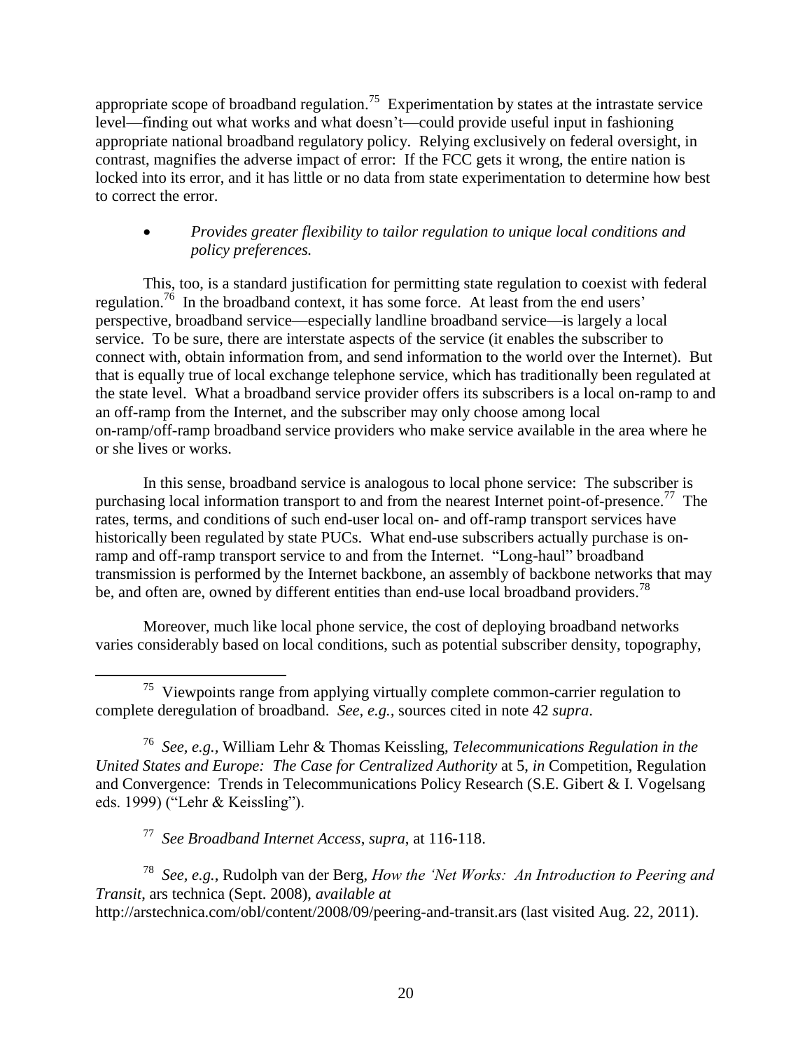appropriate scope of broadband regulation.[75] Experimentation by states at the intrastate service level—finding out what works and what doesn't—could provide useful input in fashioning appropriate national broadband regulatory policy. Relying exclusively on federal oversight, in contrast, magnifies the adverse impact of error: If the FCC gets it wrong, the entire nation is locked into its error, and it has little or no data from state experimentation to determine how best to correct the error.

- *Provides greater flexibility to tailor regulation to unique local conditions and policy preferences.*

This, too, is a standard justification for permitting state regulation to coexist with federal regulation.[76] In the broadband context, it has some force. At least from the end users' perspective, broadband service—especially landline broadband service—is largely a local service. To be sure, there are interstate aspects of the service (it enables the subscriber to connect with, obtain information from, and send information to the world over the Internet). But that is equally true of local exchange telephone service, which has traditionally been regulated at the state level. What a broadband service provider offers its subscribers is a local on-ramp to and an off-ramp from the Internet, and the subscriber may only choose among local on-ramp/off-ramp broadband service providers who make service available in the area where he or she lives or works.

In this sense, broadband service is analogous to local phone service: The subscriber is purchasing local information transport to and from the nearest Internet point-of-presence.[77] The rates, terms, and conditions of such end-user local on- and off-ramp transport services have historically been regulated by state PUCs. What end-use subscribers actually purchase is on-ramp and off-ramp transport service to and from the Internet. "Long-haul" broadband transmission is performed by the Internet backbone, an assembly of backbone networks that may be, and often are, owned by different entities than end-use local broadband providers.[78]

Moreover, much like local phone service, the cost of deploying broadband networks varies considerably based on local conditions, such as potential subscriber density, topography,

---

[75] Viewpoints range from applying virtually complete common-carrier regulation to complete deregulation of broadband. *See, e.g.*, sources cited in note 42 *supra*.

[76] *See, e.g.*, William Lehr & Thomas Keissling, *Telecommunications Regulation in the United States and Europe: The Case for Centralized Authority* at 5, *in* Competition, Regulation and Convergence: Trends in Telecommunications Policy Research (S.E. Gibert & I. Vogelsang eds. 1999) ("Lehr & Keissling").

[77] *See Broadband Internet Access*, *supra*, at 116-118.

[78] *See, e.g.*, Rudolph van der Berg, *How the 'Net Works: An Introduction to Peering and Transit*, ars technica (Sept. 2008), *available at* http://arstechnica.com/obl/content/2008/09/peering-and-transit.ars (last visited Aug. 22, 2011).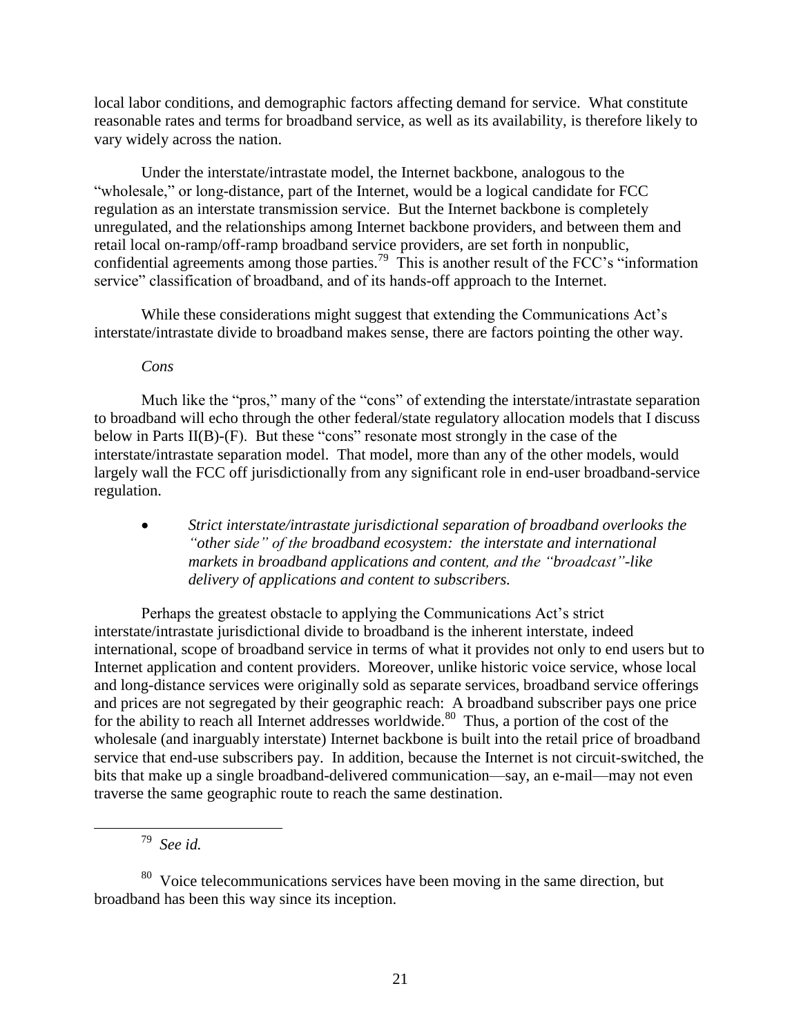local labor conditions, and demographic factors affecting demand for service. What constitute reasonable rates and terms for broadband service, as well as its availability, is therefore likely to vary widely across the nation.

Under the interstate/intrastate model, the Internet backbone, analogous to the "wholesale," or long-distance, part of the Internet, would be a logical candidate for FCC regulation as an interstate transmission service. But the Internet backbone is completely unregulated, and the relationships among Internet backbone providers, and between them and retail local on-ramp/off-ramp broadband service providers, are set forth in nonpublic, confidential agreements among those parties.[79] This is another result of the FCC's "information service" classification of broadband, and of its hands-off approach to the Internet.

While these considerations might suggest that extending the Communications Act's interstate/intrastate divide to broadband makes sense, there are factors pointing the other way.

*Cons*

Much like the "pros," many of the "cons" of extending the interstate/intrastate separation to broadband will echo through the other federal/state regulatory allocation models that I discuss below in Parts II(B)-(F). But these "cons" resonate most strongly in the case of the interstate/intrastate separation model. That model, more than any of the other models, would largely wall the FCC off jurisdictionally from any significant role in end-user broadband-service regulation.

- *Strict interstate/intrastate jurisdictional separation of broadband overlooks the "other side" of the broadband ecosystem: the interstate and international markets in broadband applications and content, and the "broadcast"-like delivery of applications and content to subscribers.*

Perhaps the greatest obstacle to applying the Communications Act's strict interstate/intrastate jurisdictional divide to broadband is the inherent interstate, indeed international, scope of broadband service in terms of what it provides not only to end users but to Internet application and content providers. Moreover, unlike historic voice service, whose local and long-distance services were originally sold as separate services, broadband service offerings and prices are not segregated by their geographic reach: A broadband subscriber pays one price for the ability to reach all Internet addresses worldwide.[80] Thus, a portion of the cost of the wholesale (and inarguably interstate) Internet backbone is built into the retail price of broadband service that end-use subscribers pay. In addition, because the Internet is not circuit-switched, the bits that make up a single broadband-delivered communication—say, an e-mail—may not even traverse the same geographic route to reach the same destination.

---

[79] *See id.*

[80] Voice telecommunications services have been moving in the same direction, but broadband has been this way since its inception.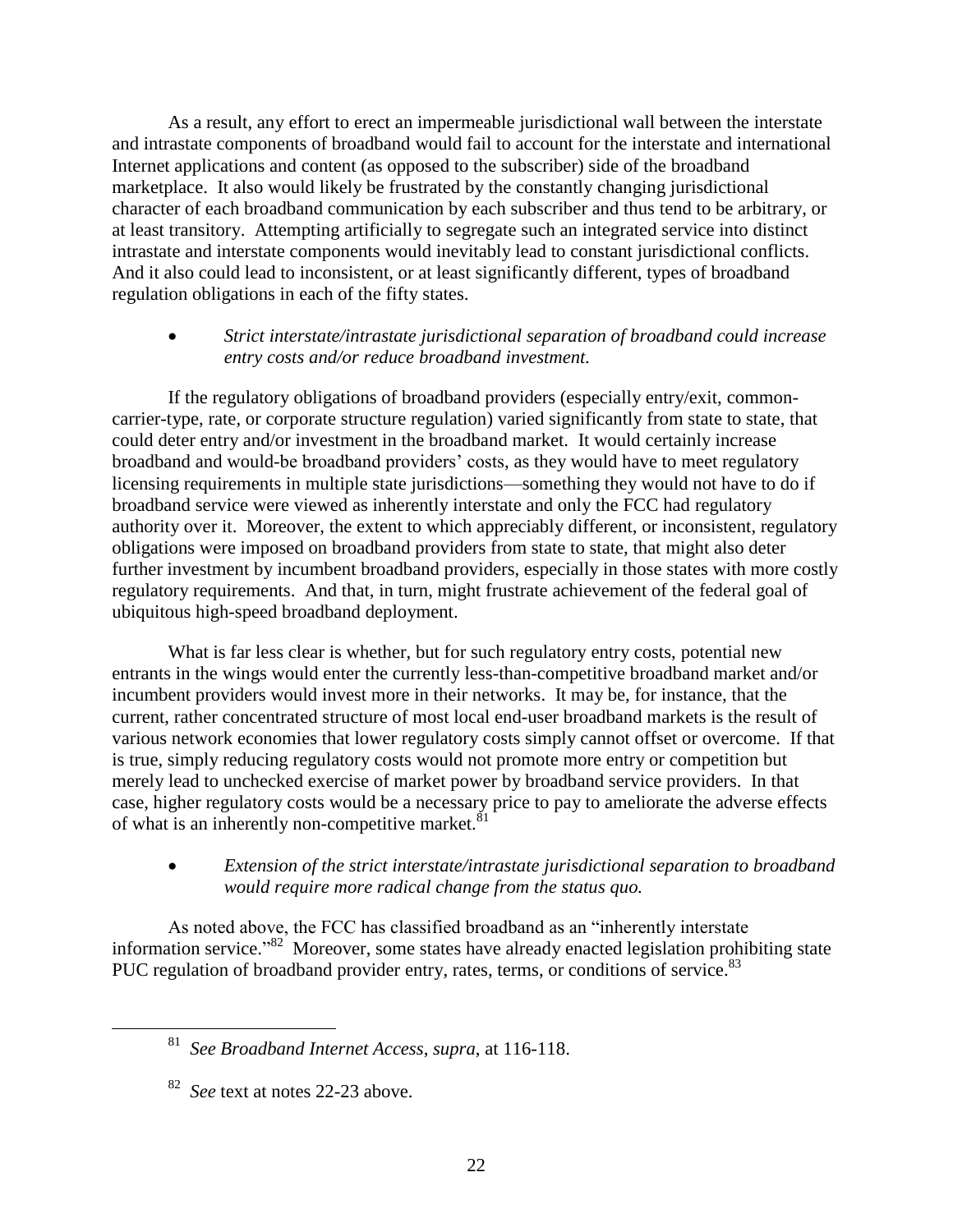As a result, any effort to erect an impermeable jurisdictional wall between the interstate and intrastate components of broadband would fail to account for the interstate and international Internet applications and content (as opposed to the subscriber) side of the broadband marketplace. It also would likely be frustrated by the constantly changing jurisdictional character of each broadband communication by each subscriber and thus tend to be arbitrary, or at least transitory. Attempting artificially to segregate such an integrated service into distinct intrastate and interstate components would inevitably lead to constant jurisdictional conflicts. And it also could lead to inconsistent, or at least significantly different, types of broadband regulation obligations in each of the fifty states.

- *Strict interstate/intrastate jurisdictional separation of broadband could increase entry costs and/or reduce broadband investment.*

If the regulatory obligations of broadband providers (especially entry/exit, common-carrier-type, rate, or corporate structure regulation) varied significantly from state to state, that could deter entry and/or investment in the broadband market. It would certainly increase broadband and would-be broadband providers' costs, as they would have to meet regulatory licensing requirements in multiple state jurisdictions—something they would not have to do if broadband service were viewed as inherently interstate and only the FCC had regulatory authority over it. Moreover, the extent to which appreciably different, or inconsistent, regulatory obligations were imposed on broadband providers from state to state, that might also deter further investment by incumbent broadband providers, especially in those states with more costly regulatory requirements. And that, in turn, might frustrate achievement of the federal goal of ubiquitous high-speed broadband deployment.

What is far less clear is whether, but for such regulatory entry costs, potential new entrants in the wings would enter the currently less-than-competitive broadband market and/or incumbent providers would invest more in their networks. It may be, for instance, that the current, rather concentrated structure of most local end-user broadband markets is the result of various network economies that lower regulatory costs simply cannot offset or overcome. If that is true, simply reducing regulatory costs would not promote more entry or competition but merely lead to unchecked exercise of market power by broadband service providers. In that case, higher regulatory costs would be a necessary price to pay to ameliorate the adverse effects of what is an inherently non-competitive market.[81]

- *Extension of the strict interstate/intrastate jurisdictional separation to broadband would require more radical change from the status quo.*

As noted above, the FCC has classified broadband as an "inherently interstate information service."[82] Moreover, some states have already enacted legislation prohibiting state PUC regulation of broadband provider entry, rates, terms, or conditions of service.[83]

[81] *See Broadband Internet Access*, *supra*, at 116-118.

[82] *See* text at notes 22-23 above.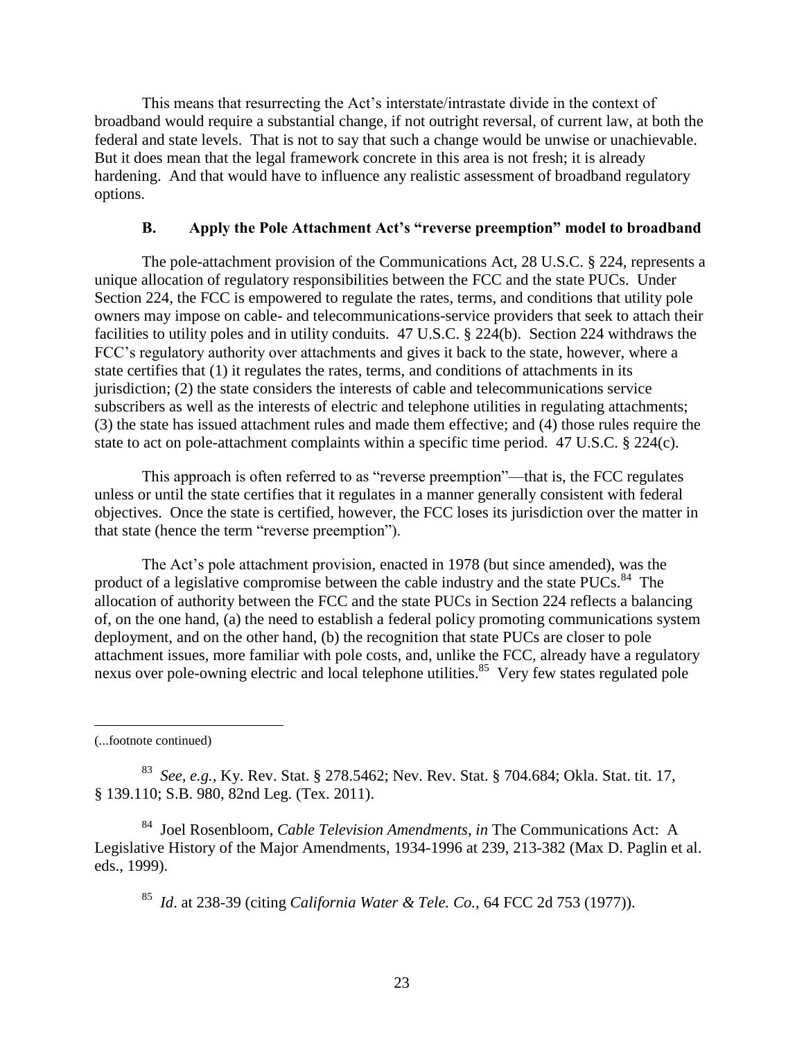This means that resurrecting the Act's interstate/intrastate divide in the context of broadband would require a substantial change, if not outright reversal, of current law, at both the federal and state levels. That is not to say that such a change would be unwise or unachievable. But it does mean that the legal framework concrete in this area is not fresh; it is already hardening. And that would have to influence any realistic assessment of broadband regulatory options.

### B. Apply the Pole Attachment Act's "reverse preemption" model to broadband

The pole-attachment provision of the Communications Act, 28 U.S.C. § 224, represents a unique allocation of regulatory responsibilities between the FCC and the state PUCs. Under Section 224, the FCC is empowered to regulate the rates, terms, and conditions that utility pole owners may impose on cable- and telecommunications-service providers that seek to attach their facilities to utility poles and in utility conduits. 47 U.S.C. § 224(b). Section 224 withdraws the FCC's regulatory authority over attachments and gives it back to the state, however, where a state certifies that (1) it regulates the rates, terms, and conditions of attachments in its jurisdiction; (2) the state considers the interests of cable and telecommunications service subscribers as well as the interests of electric and telephone utilities in regulating attachments; (3) the state has issued attachment rules and made them effective; and (4) those rules require the state to act on pole-attachment complaints within a specific time period. 47 U.S.C. § 224(c).

This approach is often referred to as "reverse preemption"—that is, the FCC regulates unless or until the state certifies that it regulates in a manner generally consistent with federal objectives. Once the state is certified, however, the FCC loses its jurisdiction over the matter in that state (hence the term "reverse preemption").

The Act's pole attachment provision, enacted in 1978 (but since amended), was the product of a legislative compromise between the cable industry and the state PUCs.[84] The allocation of authority between the FCC and the state PUCs in Section 224 reflects a balancing of, on the one hand, (a) the need to establish a federal policy promoting communications system deployment, and on the other hand, (b) the recognition that state PUCs are closer to pole attachment issues, more familiar with pole costs, and, unlike the FCC, already have a regulatory nexus over pole-owning electric and local telephone utilities.[85] Very few states regulated pole

---

(...footnote continued)

[83] *See, e.g.*, Ky. Rev. Stat. § 278.5462; Nev. Rev. Stat. § 704.684; Okla. Stat. tit. 17, § 139.110; S.B. 980, 82nd Leg. (Tex. 2011).

[84] Joel Rosenbloom, *Cable Television Amendments*, *in* The Communications Act: A Legislative History of the Major Amendments, 1934-1996 at 239, 213-382 (Max D. Paglin et al. eds., 1999).

[85] *Id*. at 238-39 (citing *California Water & Tele. Co.*, 64 FCC 2d 753 (1977)).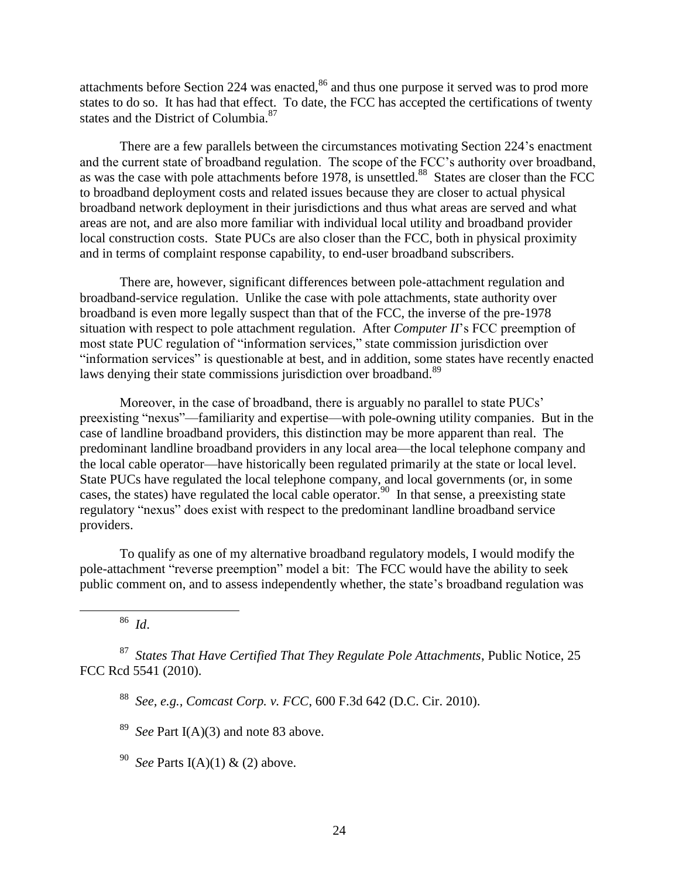attachments before Section 224 was enacted,[86] and thus one purpose it served was to prod more states to do so. It has had that effect. To date, the FCC has accepted the certifications of twenty states and the District of Columbia.[87]

There are a few parallels between the circumstances motivating Section 224's enactment and the current state of broadband regulation. The scope of the FCC's authority over broadband, as was the case with pole attachments before 1978, is unsettled.[88] States are closer than the FCC to broadband deployment costs and related issues because they are closer to actual physical broadband network deployment in their jurisdictions and thus what areas are served and what areas are not, and are also more familiar with individual local utility and broadband provider local construction costs. State PUCs are also closer than the FCC, both in physical proximity and in terms of complaint response capability, to end-user broadband subscribers.

There are, however, significant differences between pole-attachment regulation and broadband-service regulation. Unlike the case with pole attachments, state authority over broadband is even more legally suspect than that of the FCC, the inverse of the pre-1978 situation with respect to pole attachment regulation. After *Computer II*'s FCC preemption of most state PUC regulation of "information services," state commission jurisdiction over "information services" is questionable at best, and in addition, some states have recently enacted laws denying their state commissions jurisdiction over broadband.[89]

Moreover, in the case of broadband, there is arguably no parallel to state PUCs' preexisting "nexus"—familiarity and expertise—with pole-owning utility companies. But in the case of landline broadband providers, this distinction may be more apparent than real. The predominant landline broadband providers in any local area—the local telephone company and the local cable operator—have historically been regulated primarily at the state or local level. State PUCs have regulated the local telephone company, and local governments (or, in some cases, the states) have regulated the local cable operator.[90] In that sense, a preexisting state regulatory "nexus" does exist with respect to the predominant landline broadband service providers.

To qualify as one of my alternative broadband regulatory models, I would modify the pole-attachment "reverse preemption" model a bit: The FCC would have the ability to seek public comment on, and to assess independently whether, the state's broadband regulation was

---

[86] *Id*.

[87] *States That Have Certified That They Regulate Pole Attachments*, Public Notice, 25 FCC Rcd 5541 (2010).

[88] *See, e.g.*, *Comcast Corp. v. FCC*, 600 F.3d 642 (D.C. Cir. 2010).

[89] *See* Part I(A)(3) and note 83 above.

[90] *See* Parts I(A)(1) & (2) above.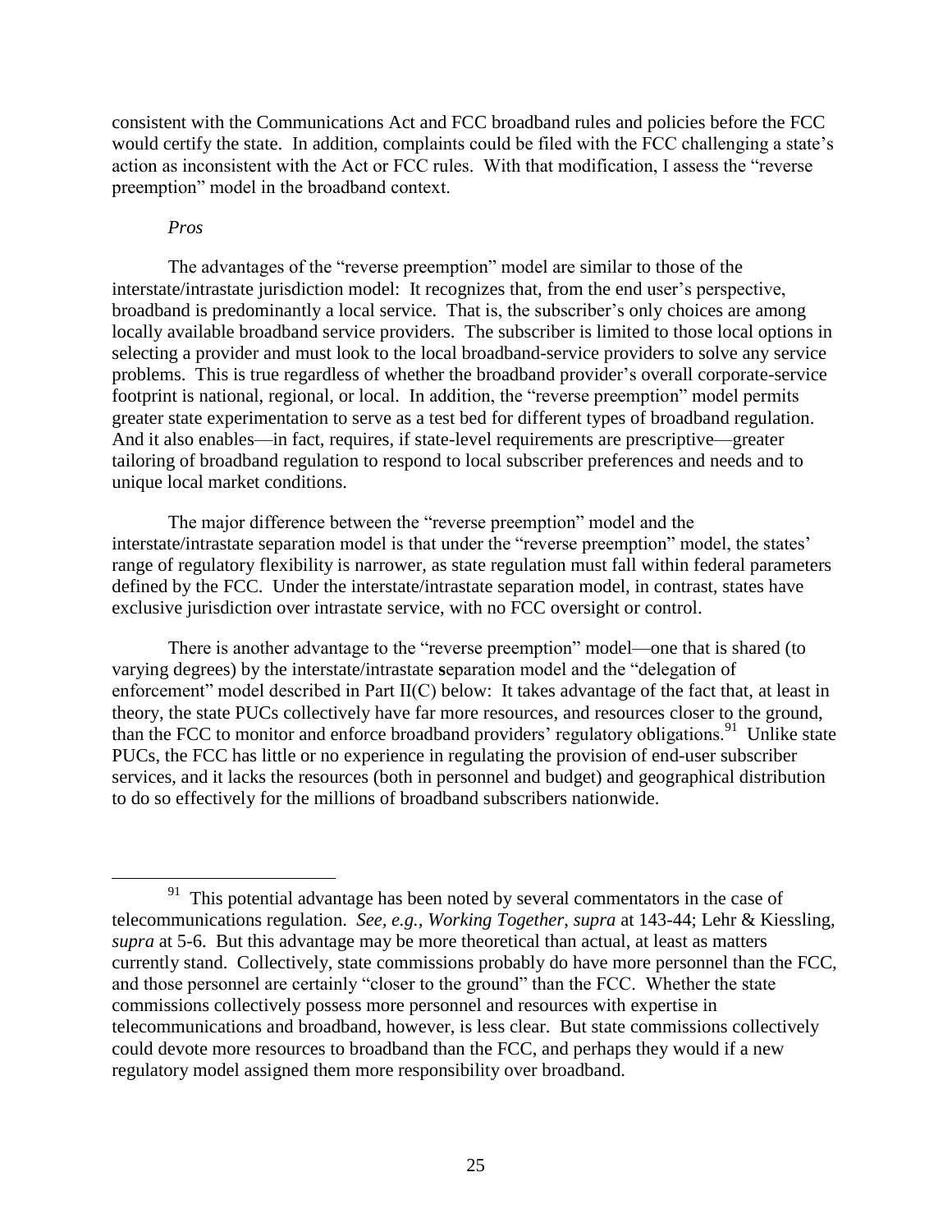consistent with the Communications Act and FCC broadband rules and policies before the FCC would certify the state. In addition, complaints could be filed with the FCC challenging a state's action as inconsistent with the Act or FCC rules. With that modification, I assess the "reverse preemption" model in the broadband context.

*Pros*

The advantages of the "reverse preemption" model are similar to those of the interstate/intrastate jurisdiction model: It recognizes that, from the end user's perspective, broadband is predominantly a local service. That is, the subscriber's only choices are among locally available broadband service providers. The subscriber is limited to those local options in selecting a provider and must look to the local broadband-service providers to solve any service problems. This is true regardless of whether the broadband provider's overall corporate-service footprint is national, regional, or local. In addition, the "reverse preemption" model permits greater state experimentation to serve as a test bed for different types of broadband regulation. And it also enables—in fact, requires, if state-level requirements are prescriptive—greater tailoring of broadband regulation to respond to local subscriber preferences and needs and to unique local market conditions.

The major difference between the "reverse preemption" model and the interstate/intrastate separation model is that under the "reverse preemption" model, the states' range of regulatory flexibility is narrower, as state regulation must fall within federal parameters defined by the FCC. Under the interstate/intrastate separation model, in contrast, states have exclusive jurisdiction over intrastate service, with no FCC oversight or control.

There is another advantage to the "reverse preemption" model—one that is shared (to varying degrees) by the interstate/intrastate separation model and the "delegation of enforcement" model described in Part II(C) below: It takes advantage of the fact that, at least in theory, the state PUCs collectively have far more resources, and resources closer to the ground, than the FCC to monitor and enforce broadband providers' regulatory obligations.[91] Unlike state PUCs, the FCC has little or no experience in regulating the provision of end-user subscriber services, and it lacks the resources (both in personnel and budget) and geographical distribution to do so effectively for the millions of broadband subscribers nationwide.

---

[91] This potential advantage has been noted by several commentators in the case of telecommunications regulation. *See, e.g., Working Together, supra* at 143-44; Lehr & Kiessling, *supra* at 5-6. But this advantage may be more theoretical than actual, at least as matters currently stand. Collectively, state commissions probably do have more personnel than the FCC, and those personnel are certainly "closer to the ground" than the FCC. Whether the state commissions collectively possess more personnel and resources with expertise in telecommunications and broadband, however, is less clear. But state commissions collectively could devote more resources to broadband than the FCC, and perhaps they would if a new regulatory model assigned them more responsibility over broadband.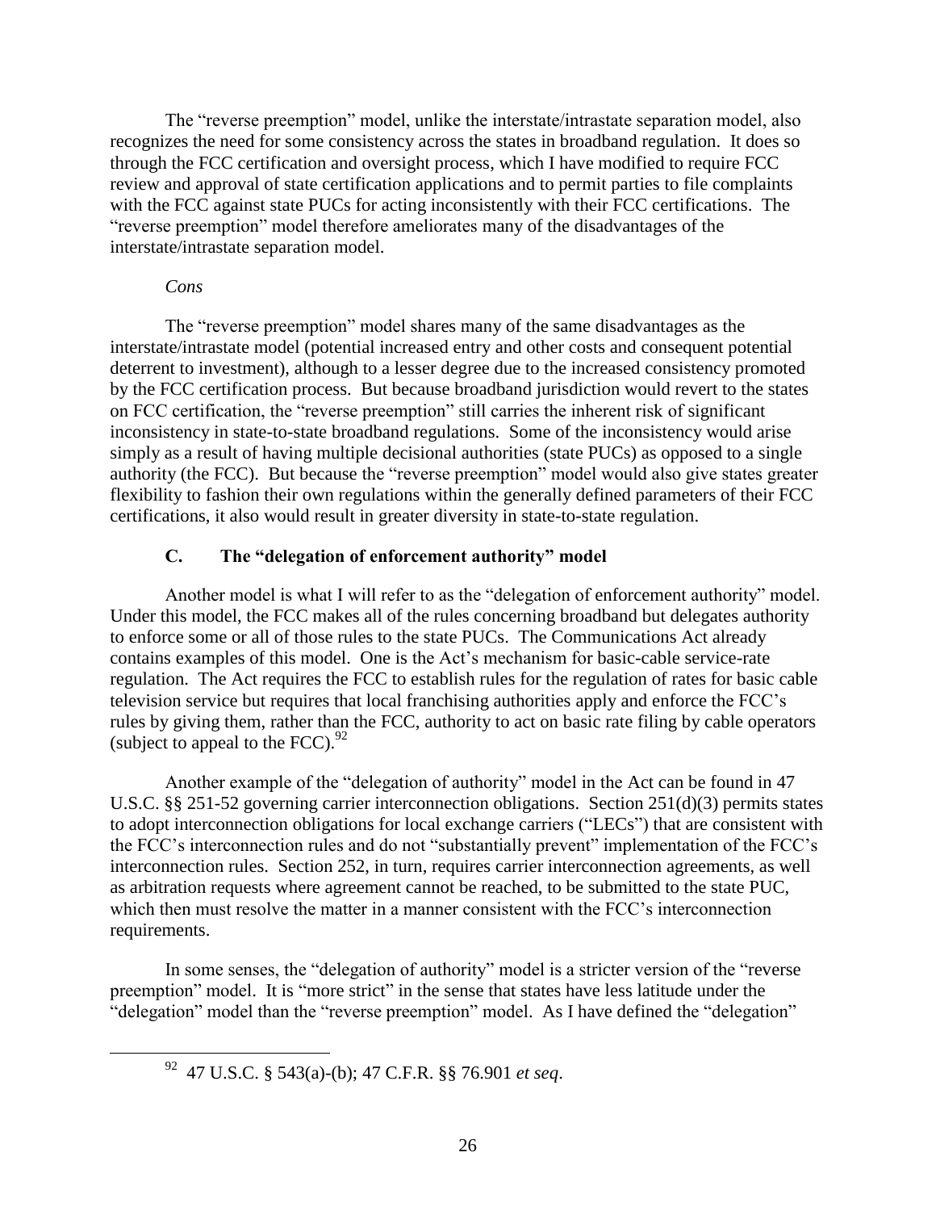The "reverse preemption" model, unlike the interstate/intrastate separation model, also recognizes the need for some consistency across the states in broadband regulation. It does so through the FCC certification and oversight process, which I have modified to require FCC review and approval of state certification applications and to permit parties to file complaints with the FCC against state PUCs for acting inconsistently with their FCC certifications. The "reverse preemption" model therefore ameliorates many of the disadvantages of the interstate/intrastate separation model.

*Cons*

The "reverse preemption" model shares many of the same disadvantages as the interstate/intrastate model (potential increased entry and other costs and consequent potential deterrent to investment), although to a lesser degree due to the increased consistency promoted by the FCC certification process. But because broadband jurisdiction would revert to the states on FCC certification, the "reverse preemption" still carries the inherent risk of significant inconsistency in state-to-state broadband regulations. Some of the inconsistency would arise simply as a result of having multiple decisional authorities (state PUCs) as opposed to a single authority (the FCC). But because the "reverse preemption" model would also give states greater flexibility to fashion their own regulations within the generally defined parameters of their FCC certifications, it also would result in greater diversity in state-to-state regulation.

### C. The "delegation of enforcement authority" model

Another model is what I will refer to as the "delegation of enforcement authority" model. Under this model, the FCC makes all of the rules concerning broadband but delegates authority to enforce some or all of those rules to the state PUCs. The Communications Act already contains examples of this model. One is the Act's mechanism for basic-cable service-rate regulation. The Act requires the FCC to establish rules for the regulation of rates for basic cable television service but requires that local franchising authorities apply and enforce the FCC's rules by giving them, rather than the FCC, authority to act on basic rate filing by cable operators (subject to appeal to the FCC).[92]

Another example of the "delegation of authority" model in the Act can be found in 47 U.S.C. §§ 251-52 governing carrier interconnection obligations. Section 251(d)(3) permits states to adopt interconnection obligations for local exchange carriers ("LECs") that are consistent with the FCC's interconnection rules and do not "substantially prevent" implementation of the FCC's interconnection rules. Section 252, in turn, requires carrier interconnection agreements, as well as arbitration requests where agreement cannot be reached, to be submitted to the state PUC, which then must resolve the matter in a manner consistent with the FCC's interconnection requirements.

In some senses, the "delegation of authority" model is a stricter version of the "reverse preemption" model. It is "more strict" in the sense that states have less latitude under the "delegation" model than the "reverse preemption" model. As I have defined the "delegation"

---

[92] 47 U.S.C. § 543(a)-(b); 47 C.F.R. §§ 76.901 *et seq*.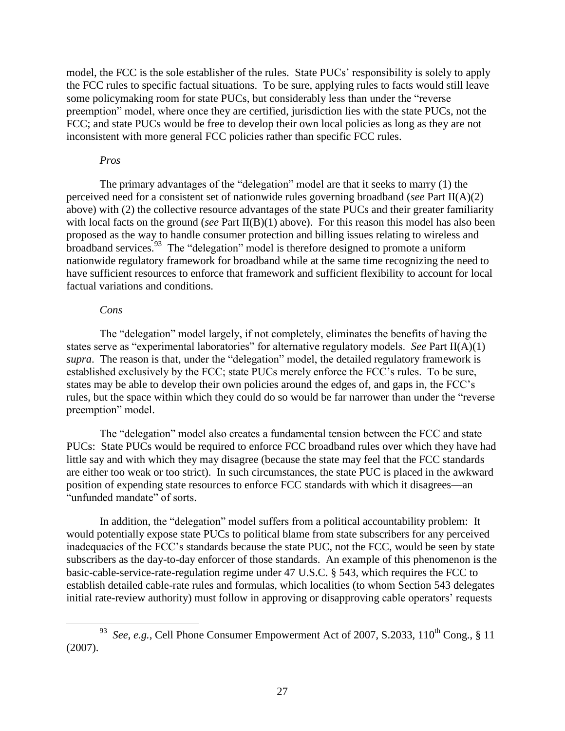model, the FCC is the sole establisher of the rules. State PUCs' responsibility is solely to apply the FCC rules to specific factual situations. To be sure, applying rules to facts would still leave some policymaking room for state PUCs, but considerably less than under the "reverse preemption" model, where once they are certified, jurisdiction lies with the state PUCs, not the FCC; and state PUCs would be free to develop their own local policies as long as they are not inconsistent with more general FCC policies rather than specific FCC rules.

*Pros*

The primary advantages of the "delegation" model are that it seeks to marry (1) the perceived need for a consistent set of nationwide rules governing broadband (*see* Part II(A)(2) above) with (2) the collective resource advantages of the state PUCs and their greater familiarity with local facts on the ground (*see* Part II(B)(1) above). For this reason this model has also been proposed as the way to handle consumer protection and billing issues relating to wireless and broadband services.[93] The "delegation" model is therefore designed to promote a uniform nationwide regulatory framework for broadband while at the same time recognizing the need to have sufficient resources to enforce that framework and sufficient flexibility to account for local factual variations and conditions.

*Cons*

The "delegation" model largely, if not completely, eliminates the benefits of having the states serve as "experimental laboratories" for alternative regulatory models. *See* Part II(A)(1) *supra*. The reason is that, under the "delegation" model, the detailed regulatory framework is established exclusively by the FCC; state PUCs merely enforce the FCC's rules. To be sure, states may be able to develop their own policies around the edges of, and gaps in, the FCC's rules, but the space within which they could do so would be far narrower than under the "reverse preemption" model.

The "delegation" model also creates a fundamental tension between the FCC and state PUCs: State PUCs would be required to enforce FCC broadband rules over which they have had little say and with which they may disagree (because the state may feel that the FCC standards are either too weak or too strict). In such circumstances, the state PUC is placed in the awkward position of expending state resources to enforce FCC standards with which it disagrees—an "unfunded mandate" of sorts.

In addition, the "delegation" model suffers from a political accountability problem: It would potentially expose state PUCs to political blame from state subscribers for any perceived inadequacies of the FCC's standards because the state PUC, not the FCC, would be seen by state subscribers as the day-to-day enforcer of those standards. An example of this phenomenon is the basic-cable-service-rate-regulation regime under 47 U.S.C. § 543, which requires the FCC to establish detailed cable-rate rules and formulas, which localities (to whom Section 543 delegates initial rate-review authority) must follow in approving or disapproving cable operators' requests

---

[93] *See, e.g.*, Cell Phone Consumer Empowerment Act of 2007, S.2033, 110th Cong., § 11 (2007).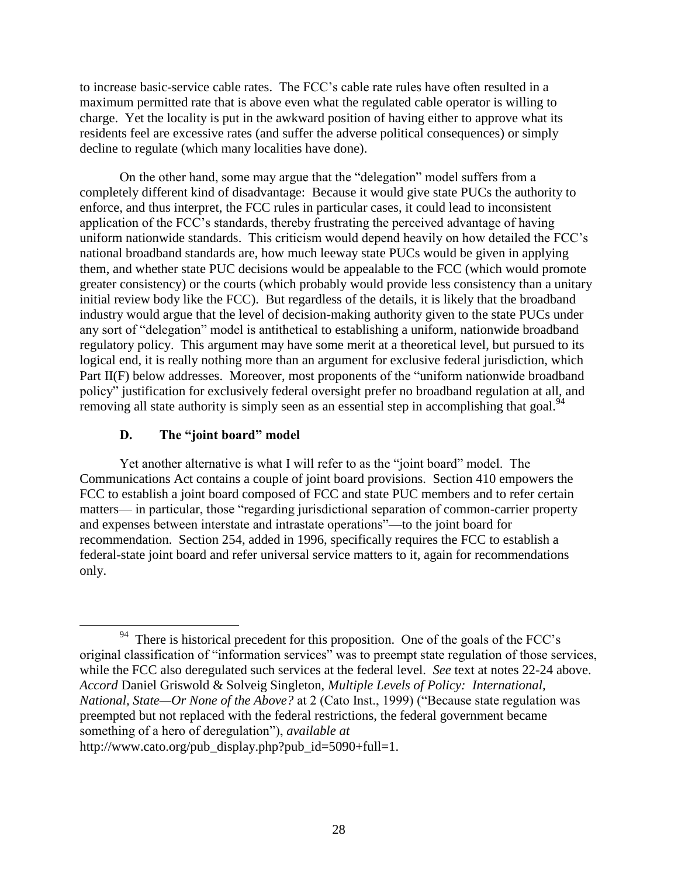to increase basic-service cable rates. The FCC's cable rate rules have often resulted in a maximum permitted rate that is above even what the regulated cable operator is willing to charge. Yet the locality is put in the awkward position of having either to approve what its residents feel are excessive rates (and suffer the adverse political consequences) or simply decline to regulate (which many localities have done).

On the other hand, some may argue that the "delegation" model suffers from a completely different kind of disadvantage: Because it would give state PUCs the authority to enforce, and thus interpret, the FCC rules in particular cases, it could lead to inconsistent application of the FCC's standards, thereby frustrating the perceived advantage of having uniform nationwide standards. This criticism would depend heavily on how detailed the FCC's national broadband standards are, how much leeway state PUCs would be given in applying them, and whether state PUC decisions would be appealable to the FCC (which would promote greater consistency) or the courts (which probably would provide less consistency than a unitary initial review body like the FCC). But regardless of the details, it is likely that the broadband industry would argue that the level of decision-making authority given to the state PUCs under any sort of "delegation" model is antithetical to establishing a uniform, nationwide broadband regulatory policy. This argument may have some merit at a theoretical level, but pursued to its logical end, it is really nothing more than an argument for exclusive federal jurisdiction, which Part II(F) below addresses. Moreover, most proponents of the "uniform nationwide broadband policy" justification for exclusively federal oversight prefer no broadband regulation at all, and removing all state authority is simply seen as an essential step in accomplishing that goal.[94]

### D. The "joint board" model

Yet another alternative is what I will refer to as the "joint board" model. The Communications Act contains a couple of joint board provisions. Section 410 empowers the FCC to establish a joint board composed of FCC and state PUC members and to refer certain matters— in particular, those "regarding jurisdictional separation of common-carrier property and expenses between interstate and intrastate operations"—to the joint board for recommendation. Section 254, added in 1996, specifically requires the FCC to establish a federal-state joint board and refer universal service matters to it, again for recommendations only.

---

[94] There is historical precedent for this proposition. One of the goals of the FCC's original classification of "information services" was to preempt state regulation of those services, while the FCC also deregulated such services at the federal level. *See* text at notes 22-24 above. *Accord* Daniel Griswold & Solveig Singleton, *Multiple Levels of Policy: International, National, State—Or None of the Above?* at 2 (Cato Inst., 1999) ("Because state regulation was preempted but not replaced with the federal restrictions, the federal government became something of a hero of deregulation"), *available at* http://www.cato.org/pub_display.php?pub_id=5090+full=1.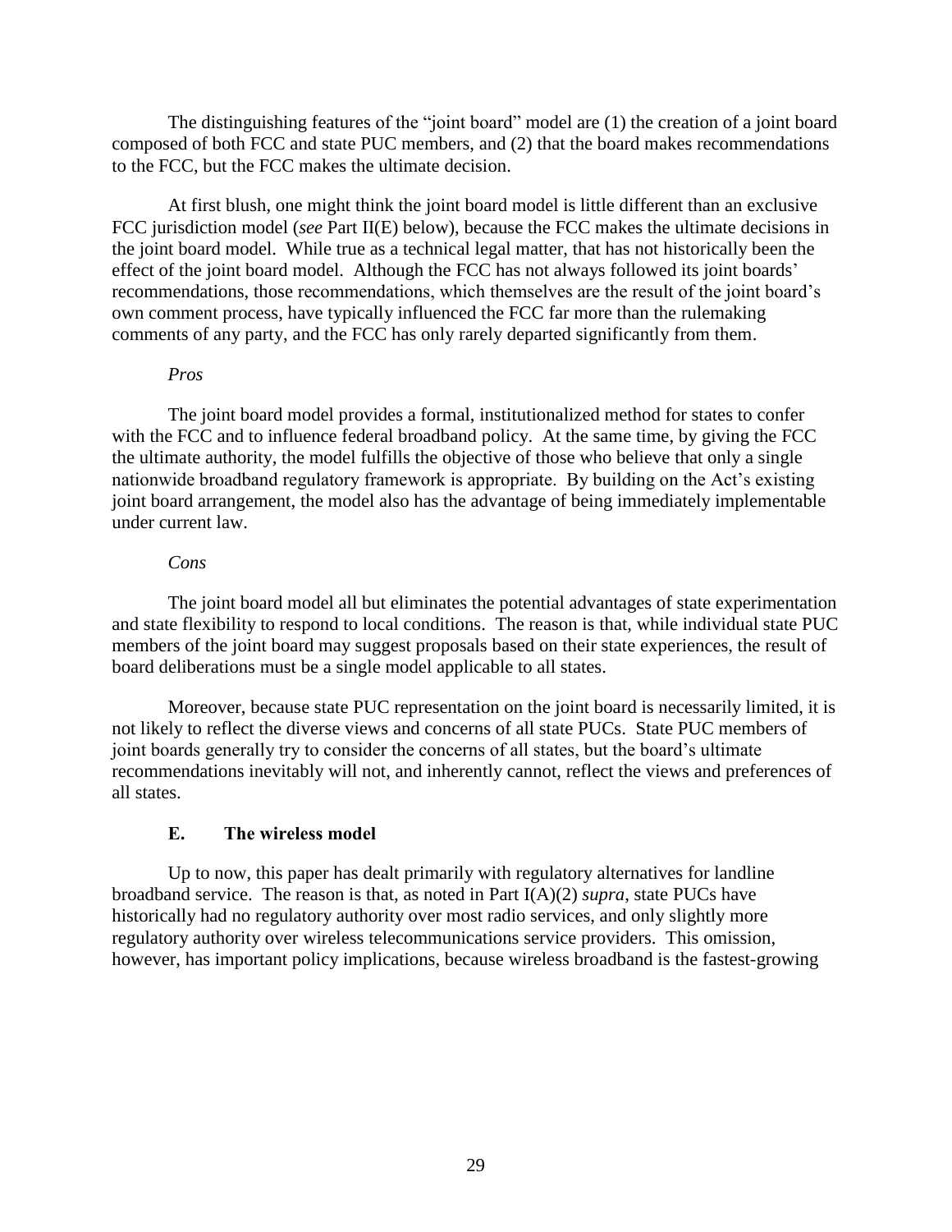The distinguishing features of the "joint board" model are (1) the creation of a joint board composed of both FCC and state PUC members, and (2) that the board makes recommendations to the FCC, but the FCC makes the ultimate decision.

At first blush, one might think the joint board model is little different than an exclusive FCC jurisdiction model (*see* Part II(E) below), because the FCC makes the ultimate decisions in the joint board model. While true as a technical legal matter, that has not historically been the effect of the joint board model. Although the FCC has not always followed its joint boards' recommendations, those recommendations, which themselves are the result of the joint board's own comment process, have typically influenced the FCC far more than the rulemaking comments of any party, and the FCC has only rarely departed significantly from them.

*Pros*

The joint board model provides a formal, institutionalized method for states to confer with the FCC and to influence federal broadband policy. At the same time, by giving the FCC the ultimate authority, the model fulfills the objective of those who believe that only a single nationwide broadband regulatory framework is appropriate. By building on the Act's existing joint board arrangement, the model also has the advantage of being immediately implementable under current law.

*Cons*

The joint board model all but eliminates the potential advantages of state experimentation and state flexibility to respond to local conditions. The reason is that, while individual state PUC members of the joint board may suggest proposals based on their state experiences, the result of board deliberations must be a single model applicable to all states.

Moreover, because state PUC representation on the joint board is necessarily limited, it is not likely to reflect the diverse views and concerns of all state PUCs. State PUC members of joint boards generally try to consider the concerns of all states, but the board's ultimate recommendations inevitably will not, and inherently cannot, reflect the views and preferences of all states.

### E. The wireless model

Up to now, this paper has dealt primarily with regulatory alternatives for landline broadband service. The reason is that, as noted in Part I(A)(2) *supra*, state PUCs have historically had no regulatory authority over most radio services, and only slightly more regulatory authority over wireless telecommunications service providers. This omission, however, has important policy implications, because wireless broadband is the fastest-growing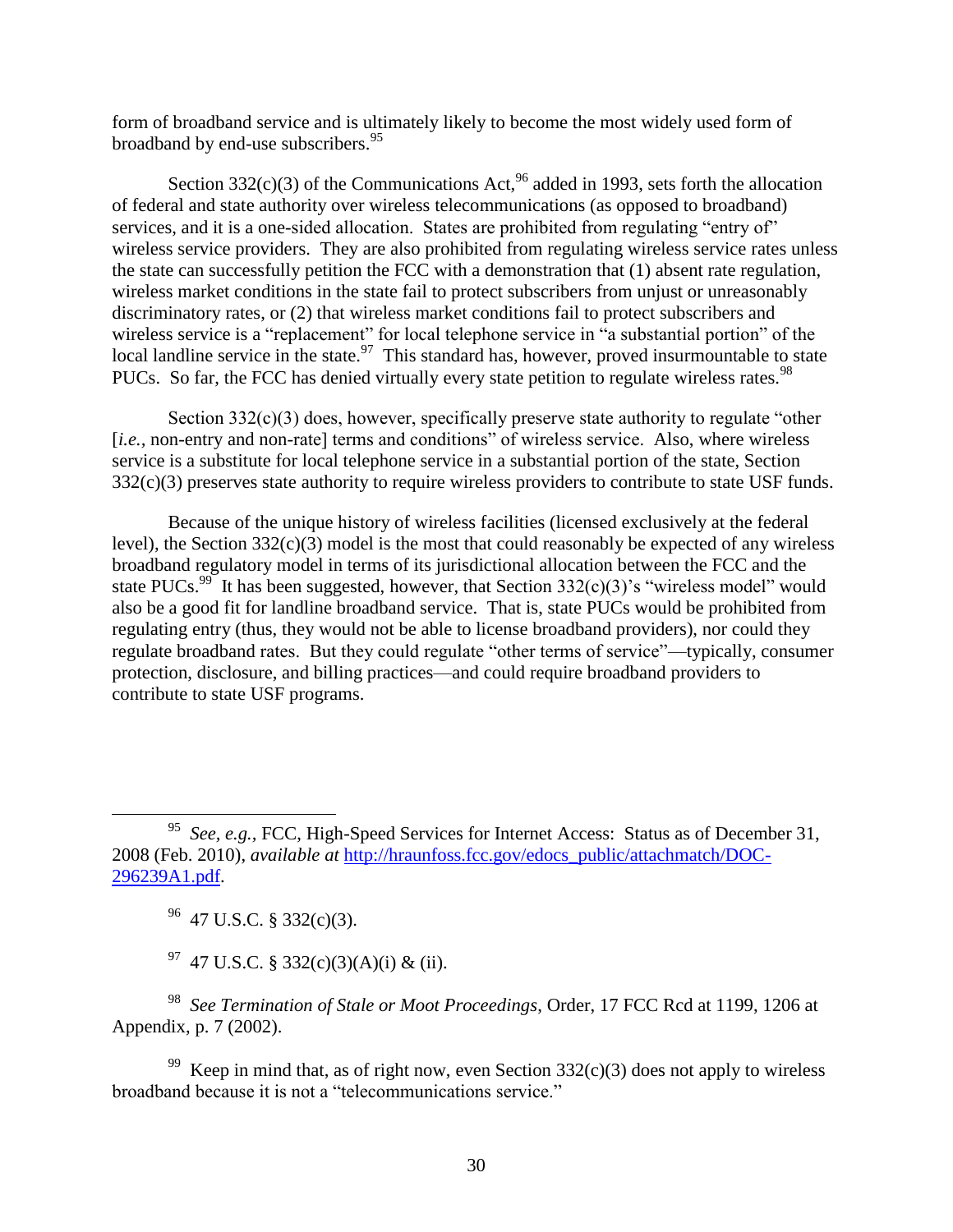form of broadband service and is ultimately likely to become the most widely used form of broadband by end-use subscribers.[95]

Section 332(c)(3) of the Communications Act,[96] added in 1993, sets forth the allocation of federal and state authority over wireless telecommunications (as opposed to broadband) services, and it is a one-sided allocation. States are prohibited from regulating "entry of" wireless service providers. They are also prohibited from regulating wireless service rates unless the state can successfully petition the FCC with a demonstration that (1) absent rate regulation, wireless market conditions in the state fail to protect subscribers from unjust or unreasonably discriminatory rates, or (2) that wireless market conditions fail to protect subscribers and wireless service is a "replacement" for local telephone service in "a substantial portion" of the local landline service in the state.[97] This standard has, however, proved insurmountable to state PUCs. So far, the FCC has denied virtually every state petition to regulate wireless rates.[98]

Section 332(c)(3) does, however, specifically preserve state authority to regulate "other [*i.e.*, non-entry and non-rate] terms and conditions" of wireless service. Also, where wireless service is a substitute for local telephone service in a substantial portion of the state, Section 332(c)(3) preserves state authority to require wireless providers to contribute to state USF funds.

Because of the unique history of wireless facilities (licensed exclusively at the federal level), the Section 332(c)(3) model is the most that could reasonably be expected of any wireless broadband regulatory model in terms of its jurisdictional allocation between the FCC and the state PUCs.[99] It has been suggested, however, that Section 332(c)(3)'s "wireless model" would also be a good fit for landline broadband service. That is, state PUCs would be prohibited from regulating entry (thus, they would not be able to license broadband providers), nor could they regulate broadband rates. But they could regulate "other terms of service"—typically, consumer protection, disclosure, and billing practices—and could require broadband providers to contribute to state USF programs.

---

[95] *See, e.g.,* FCC, High-Speed Services for Internet Access: Status as of December 31, 2008 (Feb. 2010), *available at* http://hraunfoss.fcc.gov/edocs_public/attachmatch/DOC-296239A1.pdf.

[96] 47 U.S.C. § 332(c)(3).

[97] 47 U.S.C. § 332(c)(3)(A)(i) & (ii).

[98] *See Termination of Stale or Moot Proceedings*, Order, 17 FCC Rcd at 1199, 1206 at Appendix, p. 7 (2002).

[99] Keep in mind that, as of right now, even Section 332(c)(3) does not apply to wireless broadband because it is not a "telecommunications service."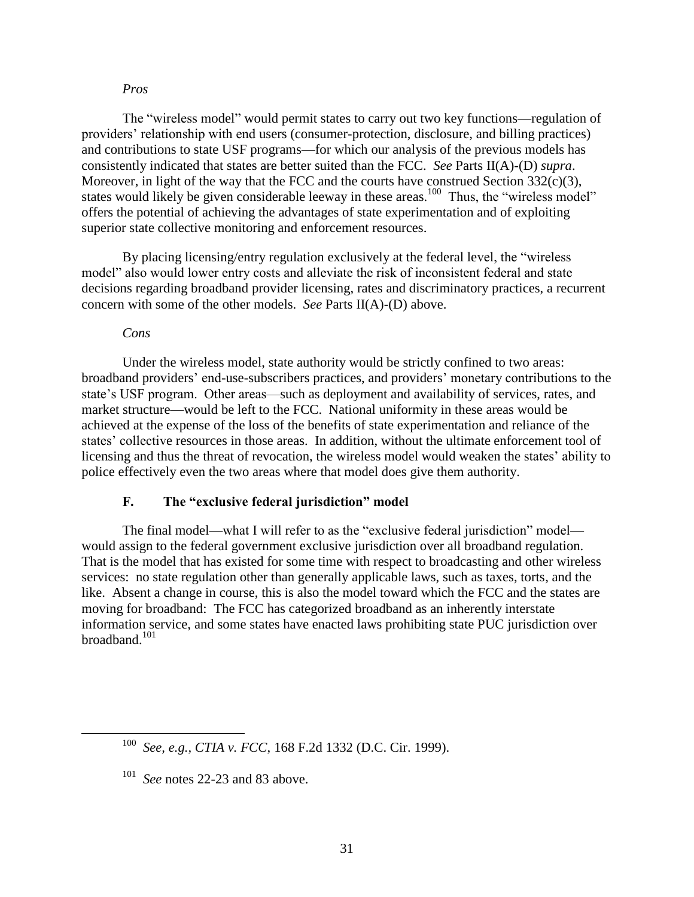*Pros*

The "wireless model" would permit states to carry out two key functions—regulation of providers' relationship with end users (consumer-protection, disclosure, and billing practices) and contributions to state USF programs—for which our analysis of the previous models has consistently indicated that states are better suited than the FCC. *See* Parts II(A)-(D) *supra*. Moreover, in light of the way that the FCC and the courts have construed Section 332(c)(3), states would likely be given considerable leeway in these areas.[100] Thus, the "wireless model" offers the potential of achieving the advantages of state experimentation and of exploiting superior state collective monitoring and enforcement resources.

By placing licensing/entry regulation exclusively at the federal level, the "wireless model" also would lower entry costs and alleviate the risk of inconsistent federal and state decisions regarding broadband provider licensing, rates and discriminatory practices, a recurrent concern with some of the other models. *See* Parts II(A)-(D) above.

*Cons*

Under the wireless model, state authority would be strictly confined to two areas: broadband providers' end-use-subscribers practices, and providers' monetary contributions to the state's USF program. Other areas—such as deployment and availability of services, rates, and market structure—would be left to the FCC. National uniformity in these areas would be achieved at the expense of the loss of the benefits of state experimentation and reliance of the states' collective resources in those areas. In addition, without the ultimate enforcement tool of licensing and thus the threat of revocation, the wireless model would weaken the states' ability to police effectively even the two areas where that model does give them authority.

### F. The "exclusive federal jurisdiction" model

The final model—what I will refer to as the "exclusive federal jurisdiction" model—would assign to the federal government exclusive jurisdiction over all broadband regulation. That is the model that has existed for some time with respect to broadcasting and other wireless services: no state regulation other than generally applicable laws, such as taxes, torts, and the like. Absent a change in course, this is also the model toward which the FCC and the states are moving for broadband: The FCC has categorized broadband as an inherently interstate information service, and some states have enacted laws prohibiting state PUC jurisdiction over broadband.[101]

---

[100] *See, e.g., CTIA v. FCC*, 168 F.2d 1332 (D.C. Cir. 1999).

[101] *See* notes 22-23 and 83 above.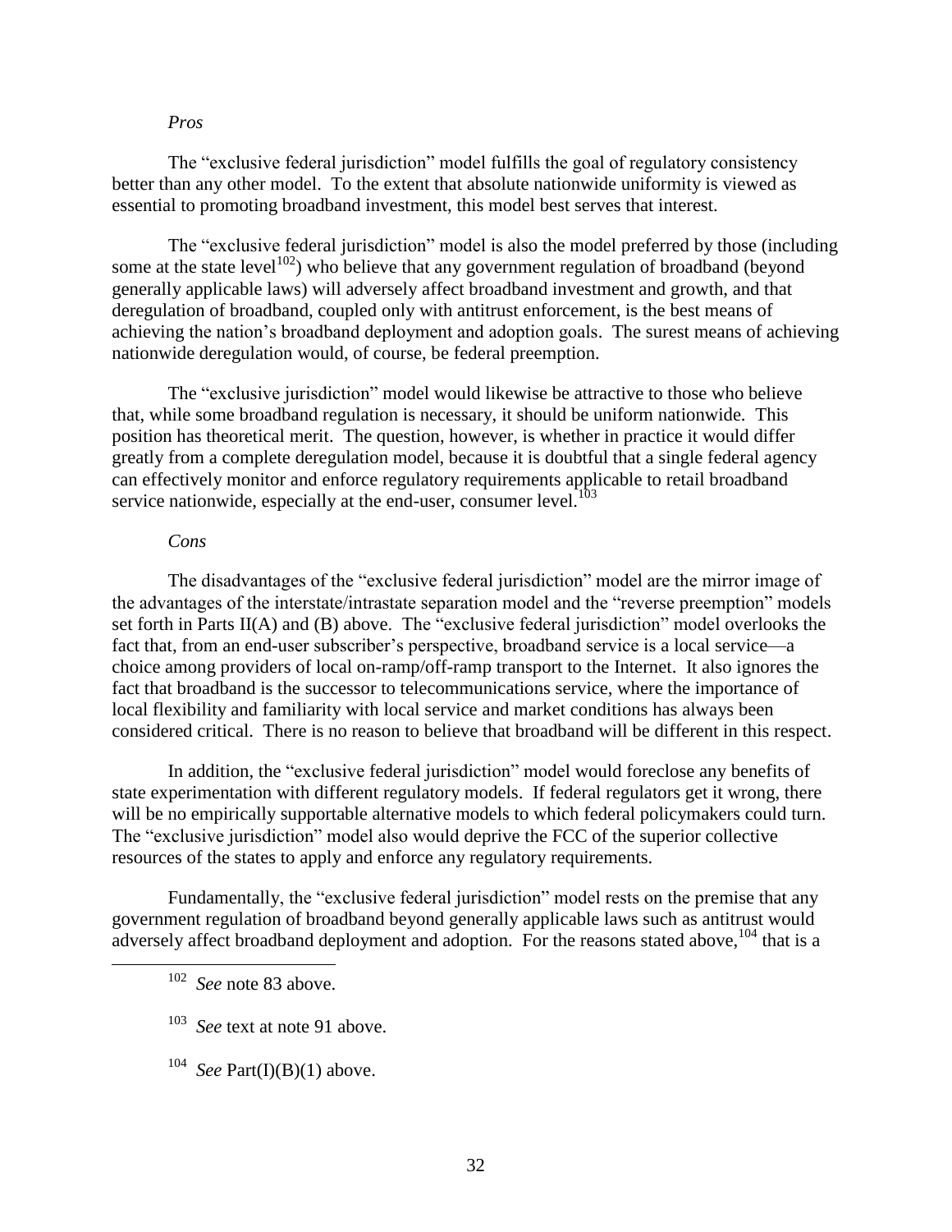*Pros*

The "exclusive federal jurisdiction" model fulfills the goal of regulatory consistency better than any other model. To the extent that absolute nationwide uniformity is viewed as essential to promoting broadband investment, this model best serves that interest.

The "exclusive federal jurisdiction" model is also the model preferred by those (including some at the state level[102]) who believe that any government regulation of broadband (beyond generally applicable laws) will adversely affect broadband investment and growth, and that deregulation of broadband, coupled only with antitrust enforcement, is the best means of achieving the nation's broadband deployment and adoption goals. The surest means of achieving nationwide deregulation would, of course, be federal preemption.

The "exclusive jurisdiction" model would likewise be attractive to those who believe that, while some broadband regulation is necessary, it should be uniform nationwide. This position has theoretical merit. The question, however, is whether in practice it would differ greatly from a complete deregulation model, because it is doubtful that a single federal agency can effectively monitor and enforce regulatory requirements applicable to retail broadband service nationwide, especially at the end-user, consumer level.[103]

*Cons*

The disadvantages of the "exclusive federal jurisdiction" model are the mirror image of the advantages of the interstate/intrastate separation model and the "reverse preemption" models set forth in Parts II(A) and (B) above. The "exclusive federal jurisdiction" model overlooks the fact that, from an end-user subscriber's perspective, broadband service is a local service—a choice among providers of local on-ramp/off-ramp transport to the Internet. It also ignores the fact that broadband is the successor to telecommunications service, where the importance of local flexibility and familiarity with local service and market conditions has always been considered critical. There is no reason to believe that broadband will be different in this respect.

In addition, the "exclusive federal jurisdiction" model would foreclose any benefits of state experimentation with different regulatory models. If federal regulators get it wrong, there will be no empirically supportable alternative models to which federal policymakers could turn. The "exclusive jurisdiction" model also would deprive the FCC of the superior collective resources of the states to apply and enforce any regulatory requirements.

Fundamentally, the "exclusive federal jurisdiction" model rests on the premise that any government regulation of broadband beyond generally applicable laws such as antitrust would adversely affect broadband deployment and adoption. For the reasons stated above,[104] that is a

---

[102] *See* note 83 above.

[103] *See* text at note 91 above.

[104] *See* Part(I)(B)(1) above.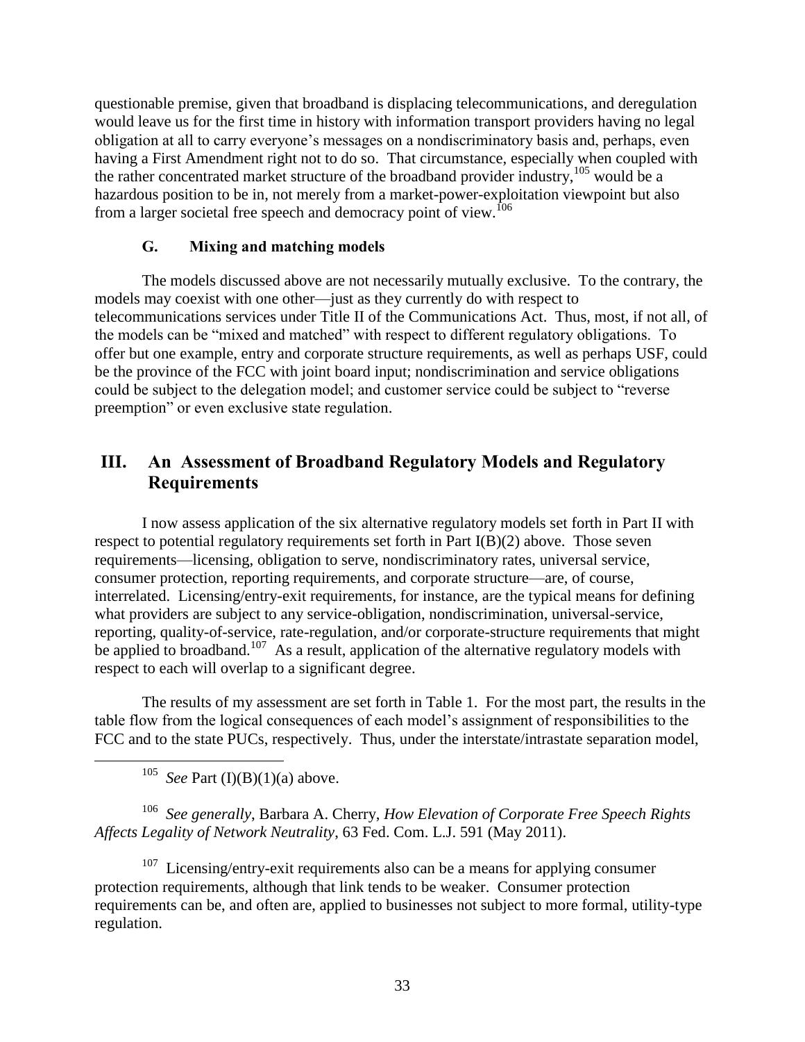questionable premise, given that broadband is displacing telecommunications, and deregulation would leave us for the first time in history with information transport providers having no legal obligation at all to carry everyone's messages on a nondiscriminatory basis and, perhaps, even having a First Amendment right not to do so. That circumstance, especially when coupled with the rather concentrated market structure of the broadband provider industry,[105] would be a hazardous position to be in, not merely from a market-power-exploitation viewpoint but also from a larger societal free speech and democracy point of view.[106]

### G. Mixing and matching models

The models discussed above are not necessarily mutually exclusive. To the contrary, the models may coexist with one other—just as they currently do with respect to telecommunications services under Title II of the Communications Act. Thus, most, if not all, of the models can be "mixed and matched" with respect to different regulatory obligations. To offer but one example, entry and corporate structure requirements, as well as perhaps USF, could be the province of the FCC with joint board input; nondiscrimination and service obligations could be subject to the delegation model; and customer service could be subject to "reverse preemption" or even exclusive state regulation.

## III. An Assessment of Broadband Regulatory Models and Regulatory Requirements

I now assess application of the six alternative regulatory models set forth in Part II with respect to potential regulatory requirements set forth in Part I(B)(2) above. Those seven requirements—licensing, obligation to serve, nondiscriminatory rates, universal service, consumer protection, reporting requirements, and corporate structure—are, of course, interrelated. Licensing/entry-exit requirements, for instance, are the typical means for defining what providers are subject to any service-obligation, nondiscrimination, universal-service, reporting, quality-of-service, rate-regulation, and/or corporate-structure requirements that might be applied to broadband.[107] As a result, application of the alternative regulatory models with respect to each will overlap to a significant degree.

The results of my assessment are set forth in Table 1. For the most part, the results in the table flow from the logical consequences of each model's assignment of responsibilities to the FCC and to the state PUCs, respectively. Thus, under the interstate/intrastate separation model,

---

[105] *See* Part (I)(B)(1)(a) above.

[106] *See generally*, Barbara A. Cherry, *How Elevation of Corporate Free Speech Rights Affects Legality of Network Neutrality*, 63 Fed. Com. L.J. 591 (May 2011).

[107] Licensing/entry-exit requirements also can be a means for applying consumer protection requirements, although that link tends to be weaker. Consumer protection requirements can be, and often are, applied to businesses not subject to more formal, utility-type regulation.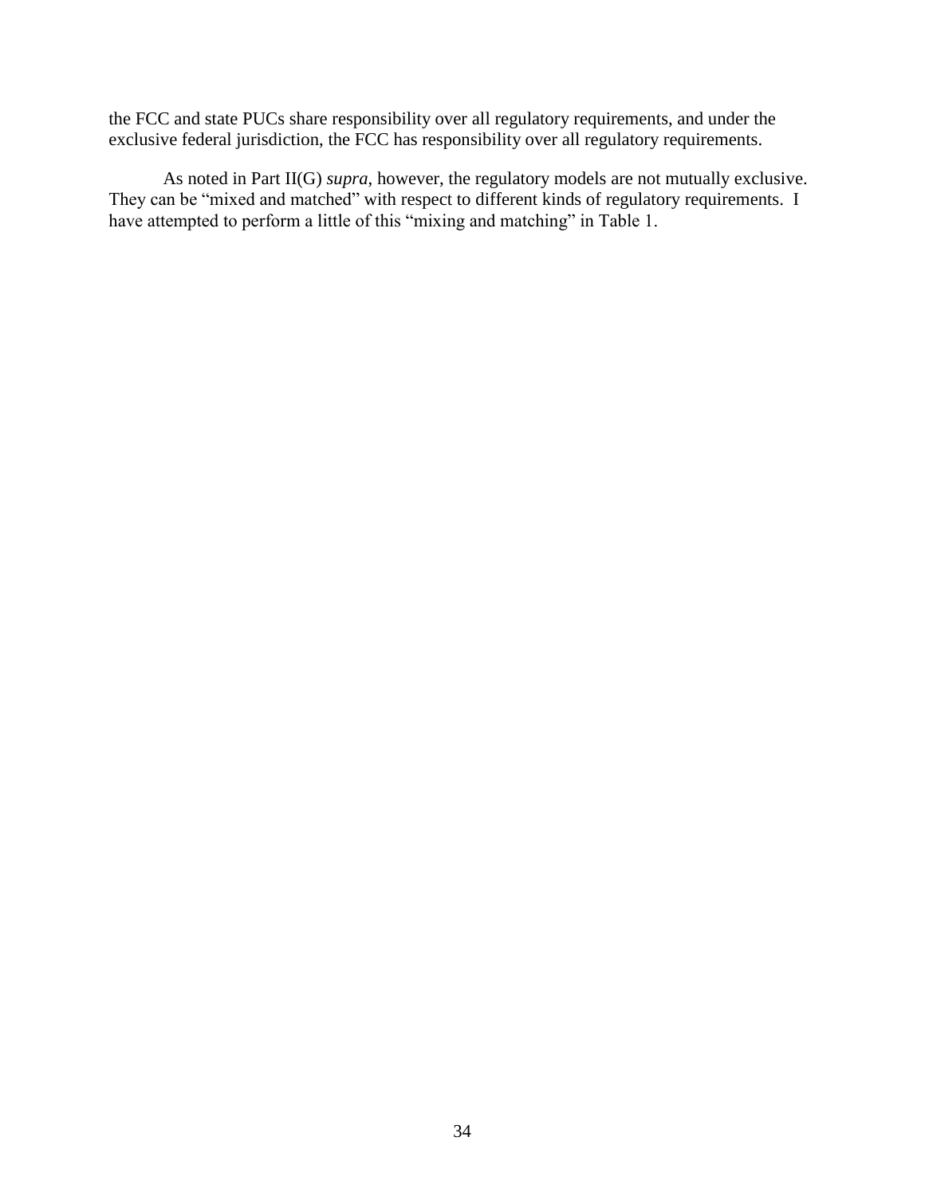the FCC and state PUCs share responsibility over all regulatory requirements, and under the exclusive federal jurisdiction, the FCC has responsibility over all regulatory requirements.

As noted in Part II(G) *supra*, however, the regulatory models are not mutually exclusive. They can be "mixed and matched" with respect to different kinds of regulatory requirements. I have attempted to perform a little of this "mixing and matching" in Table 1.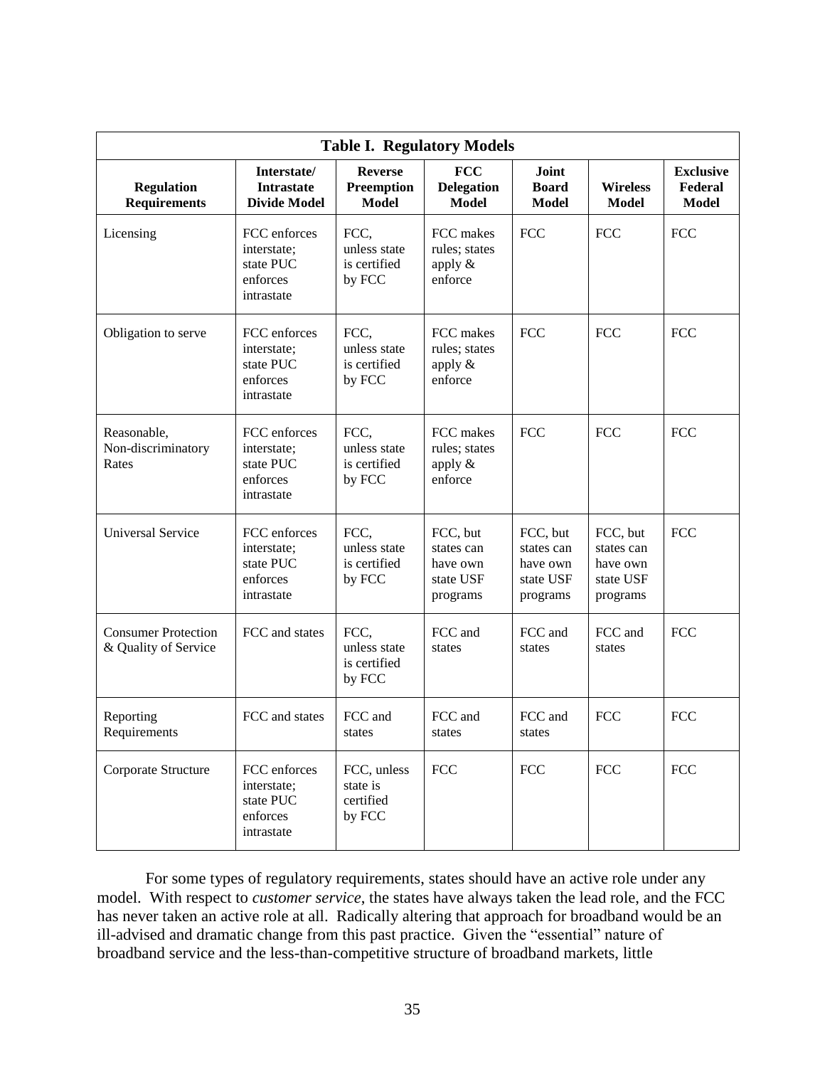| Table I. Regulatory Models | | | | | | |
|---|---|---|---|---|---|---|
| **Regulation Requirements** | **Interstate/ Intrastate Divide Model** | **Reverse Preemption Model** | **FCC Delegation Model** | **Joint Board Model** | **Wireless Model** | **Exclusive Federal Model** |
| Licensing | FCC enforces interstate; state PUC enforces intrastate | FCC, unless state is certified by FCC | FCC makes rules; states apply & enforce | FCC | FCC | FCC |
| Obligation to serve | FCC enforces interstate; state PUC enforces intrastate | FCC, unless state is certified by FCC | FCC makes rules; states apply & enforce | FCC | FCC | FCC |
| Reasonable, Non-discriminatory Rates | FCC enforces interstate; state PUC enforces intrastate | FCC, unless state is certified by FCC | FCC makes rules; states apply & enforce | FCC | FCC | FCC |
| Universal Service | FCC enforces interstate; state PUC enforces intrastate | FCC, unless state is certified by FCC | FCC, but states can have own state USF programs | FCC, but states can have own state USF programs | FCC, but states can have own state USF programs | FCC |
| Consumer Protection & Quality of Service | FCC and states | FCC, unless state is certified by FCC | FCC and states | FCC and states | FCC and states | FCC |
| Reporting Requirements | FCC and states | FCC and states | FCC and states | FCC and states | FCC | FCC |
| Corporate Structure | FCC enforces interstate; state PUC enforces intrastate | FCC, unless state is certified by FCC | FCC | FCC | FCC | FCC |

For some types of regulatory requirements, states should have an active role under any model. With respect to *customer service*, the states have always taken the lead role, and the FCC has never taken an active role at all. Radically altering that approach for broadband would be an ill-advised and dramatic change from this past practice. Given the "essential" nature of broadband service and the less-than-competitive structure of broadband markets, little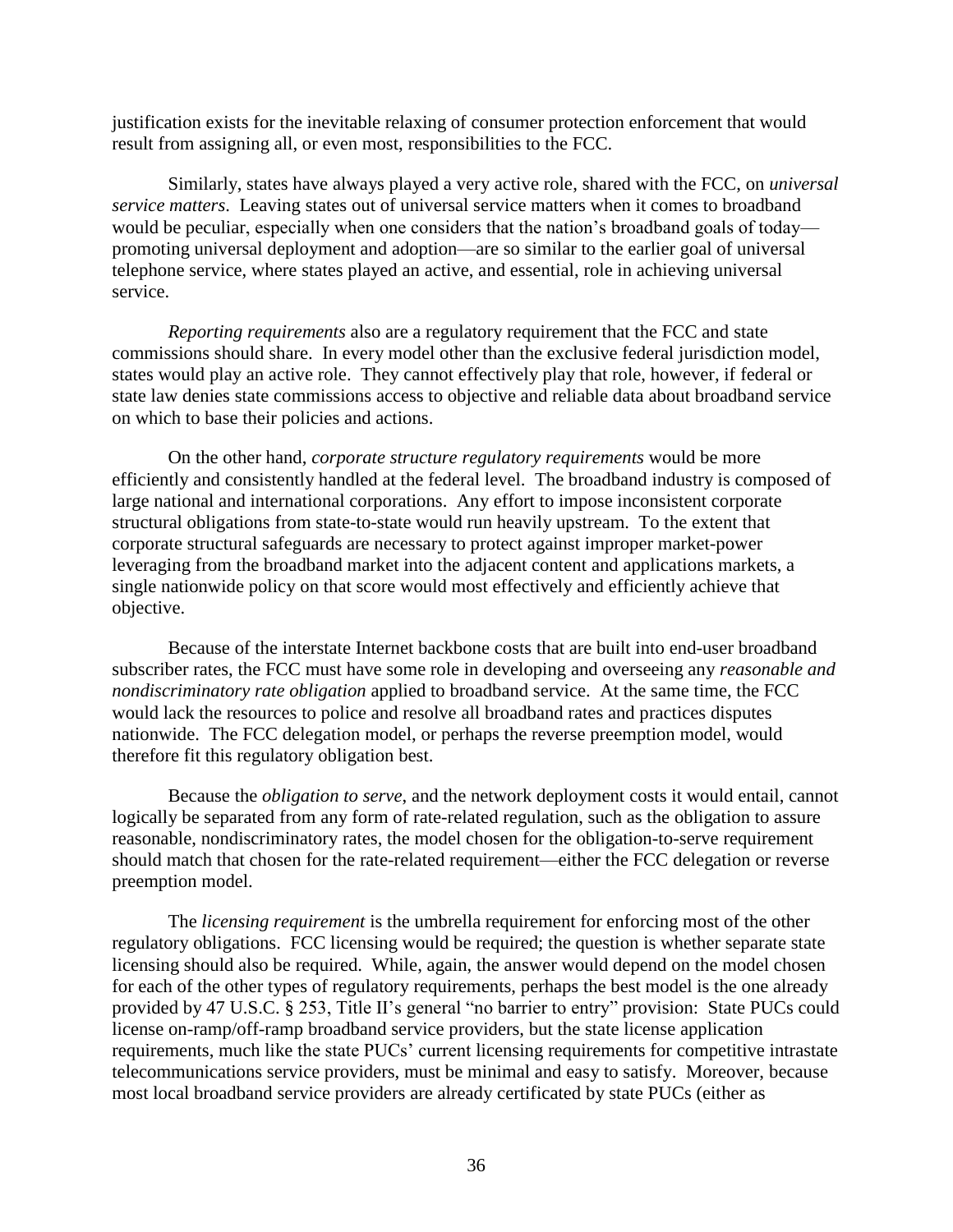justification exists for the inevitable relaxing of consumer protection enforcement that would result from assigning all, or even most, responsibilities to the FCC.

Similarly, states have always played a very active role, shared with the FCC, on *universal service matters*. Leaving states out of universal service matters when it comes to broadband would be peculiar, especially when one considers that the nation's broadband goals of today—promoting universal deployment and adoption—are so similar to the earlier goal of universal telephone service, where states played an active, and essential, role in achieving universal service.

*Reporting requirements* also are a regulatory requirement that the FCC and state commissions should share. In every model other than the exclusive federal jurisdiction model, states would play an active role. They cannot effectively play that role, however, if federal or state law denies state commissions access to objective and reliable data about broadband service on which to base their policies and actions.

On the other hand, *corporate structure regulatory requirements* would be more efficiently and consistently handled at the federal level. The broadband industry is composed of large national and international corporations. Any effort to impose inconsistent corporate structural obligations from state-to-state would run heavily upstream. To the extent that corporate structural safeguards are necessary to protect against improper market-power leveraging from the broadband market into the adjacent content and applications markets, a single nationwide policy on that score would most effectively and efficiently achieve that objective.

Because of the interstate Internet backbone costs that are built into end-user broadband subscriber rates, the FCC must have some role in developing and overseeing any *reasonable and nondiscriminatory rate obligation* applied to broadband service. At the same time, the FCC would lack the resources to police and resolve all broadband rates and practices disputes nationwide. The FCC delegation model, or perhaps the reverse preemption model, would therefore fit this regulatory obligation best.

Because the *obligation to serve*, and the network deployment costs it would entail, cannot logically be separated from any form of rate-related regulation, such as the obligation to assure reasonable, nondiscriminatory rates, the model chosen for the obligation-to-serve requirement should match that chosen for the rate-related requirement—either the FCC delegation or reverse preemption model.

The *licensing requirement* is the umbrella requirement for enforcing most of the other regulatory obligations. FCC licensing would be required; the question is whether separate state licensing should also be required. While, again, the answer would depend on the model chosen for each of the other types of regulatory requirements, perhaps the best model is the one already provided by 47 U.S.C. § 253, Title II's general "no barrier to entry" provision: State PUCs could license on-ramp/off-ramp broadband service providers, but the state license application requirements, much like the state PUCs' current licensing requirements for competitive intrastate telecommunications service providers, must be minimal and easy to satisfy. Moreover, because most local broadband service providers are already certificated by state PUCs (either as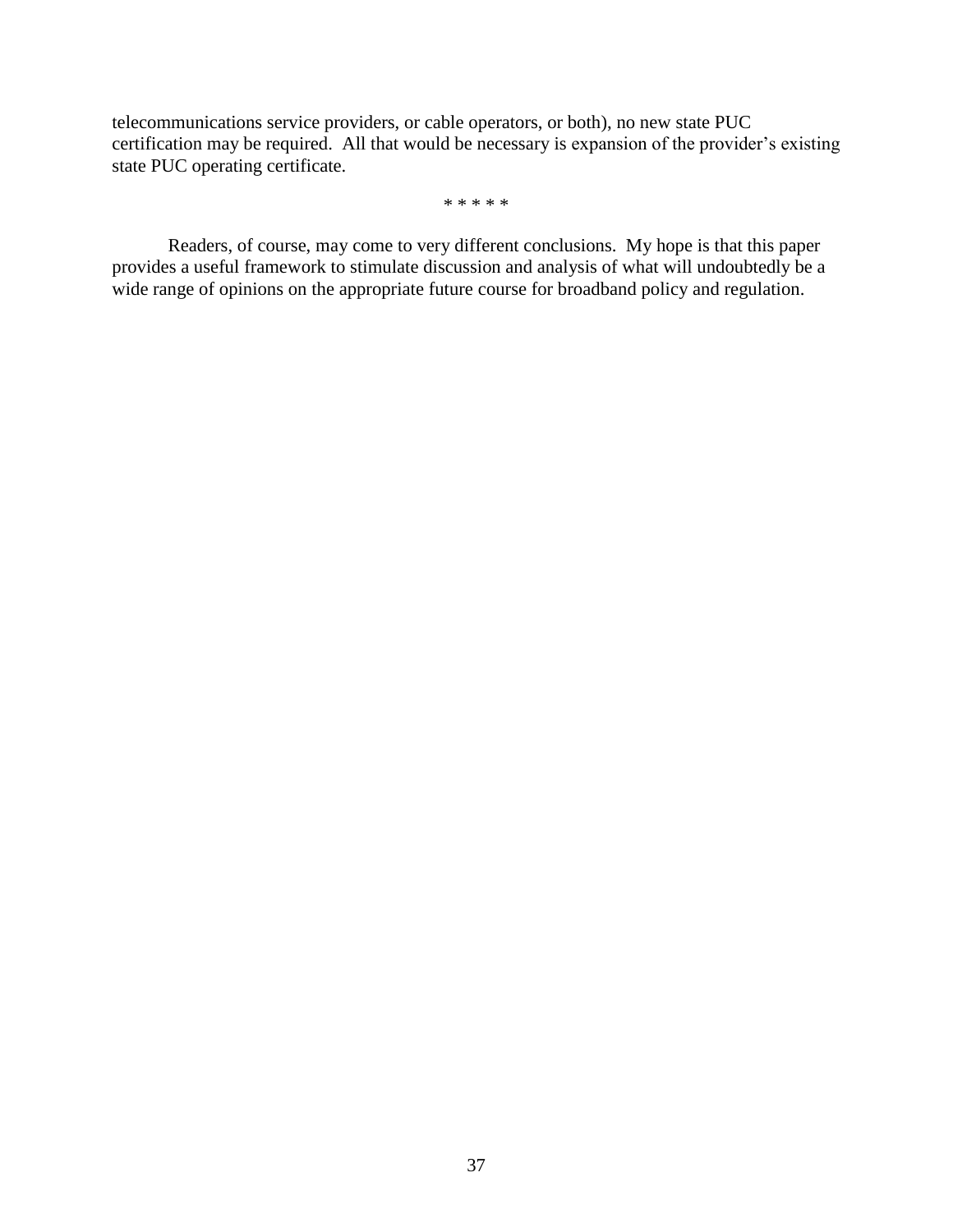telecommunications service providers, or cable operators, or both), no new state PUC certification may be required. All that would be necessary is expansion of the provider's existing state PUC operating certificate.

* * * * *

Readers, of course, may come to very different conclusions. My hope is that this paper provides a useful framework to stimulate discussion and analysis of what will undoubtedly be a wide range of opinions on the appropriate future course for broadband policy and regulation.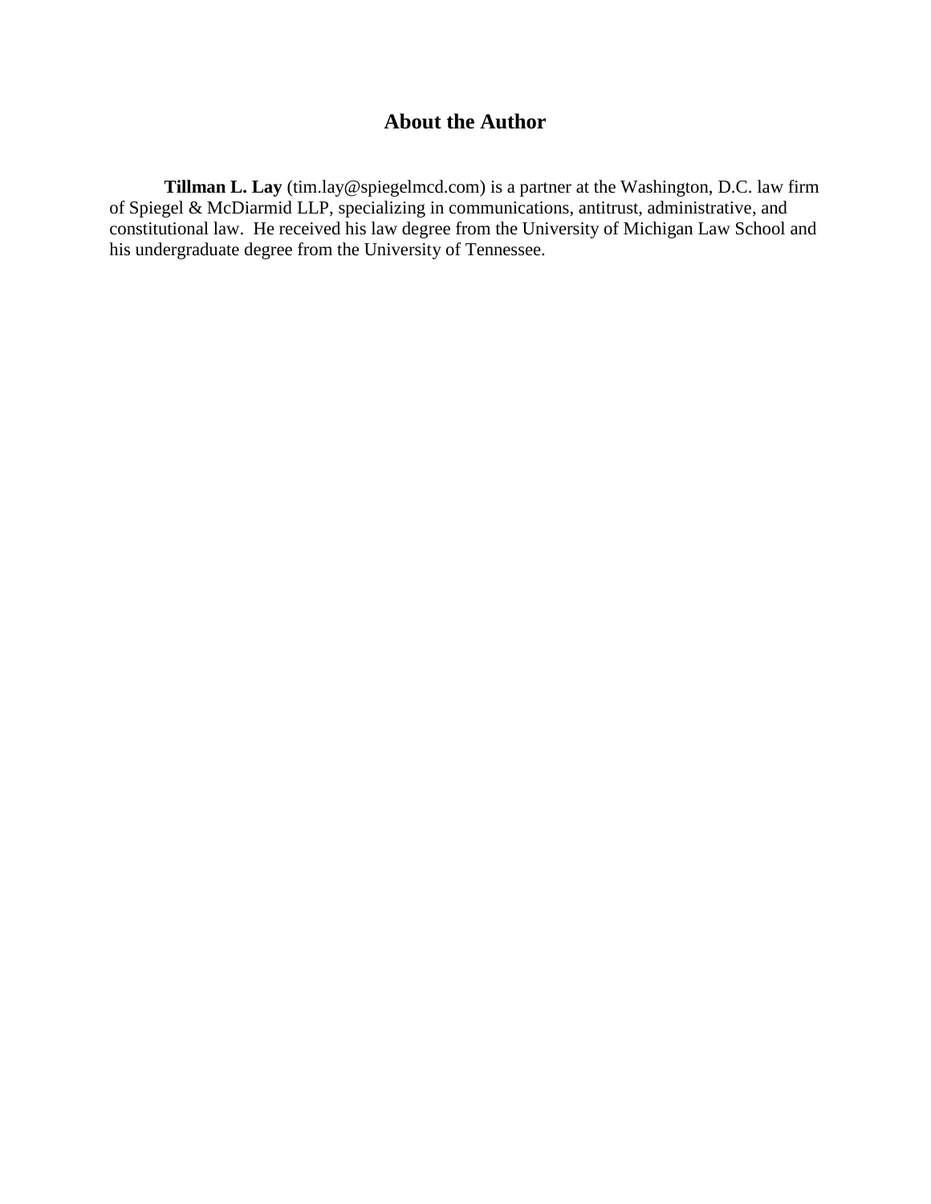## About the Author

**Tillman L. Lay** (tim.lay@spiegelmcd.com) is a partner at the Washington, D.C. law firm of Spiegel & McDiarmid LLP, specializing in communications, antitrust, administrative, and constitutional law. He received his law degree from the University of Michigan Law School and his undergraduate degree from the University of Tennessee.